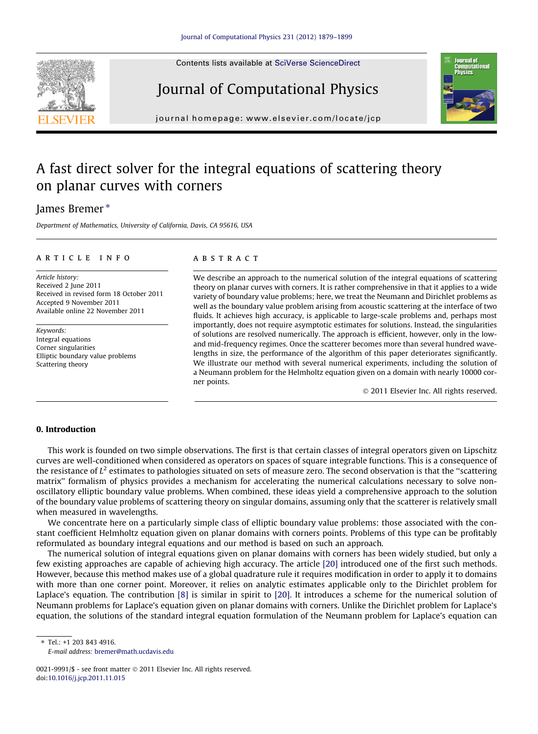# A fast direct solver for the integral equations of scattering theory on planar curves with corners

James Bremer *

*Department of Mathematics, University of California, Davis, CA 95616, USA*

---

**ARTICLE INFO**

*Article history:*
Received 2 June 2011
Received in revised form 18 October 2011
Accepted 9 November 2011
Available online 22 November 2011

*Keywords:*
Integral equations
Corner singularities
Elliptic boundary value problems
Scattering theory

**ABSTRACT**

We describe an approach to the numerical solution of the integral equations of scattering theory on planar curves with corners. It is rather comprehensive in that it applies to a wide variety of boundary value problems; here, we treat the Neumann and Dirichlet problems as well as the boundary value problem arising from acoustic scattering at the interface of two fluids. It achieves high accuracy, is applicable to large-scale problems and, perhaps most importantly, does not require asymptotic estimates for solutions. Instead, the singularities of solutions are resolved numerically. The approach is efficient, however, only in the low- and mid-frequency regimes. Once the scatterer becomes more than several hundred wavelengths in size, the performance of the algorithm of this paper deteriorates significantly. We illustrate our method with several numerical experiments, including the solution of a Neumann problem for the Helmholtz equation given on a domain with nearly 10000 corner points.

© 2011 Elsevier Inc. All rights reserved.

---

## 0. Introduction

This work is founded on two simple observations. The first is that certain classes of integral operators given on Lipschitz curves are well-conditioned when considered as operators on spaces of square integrable functions. This is a consequence of the resistance of $L^2$ estimates to pathologies situated on sets of measure zero. The second observation is that the "scattering matrix" formalism of physics provides a mechanism for accelerating the numerical calculations necessary to solve non-oscillatory elliptic boundary value problems. When combined, these ideas yield a comprehensive approach to the solution of the boundary value problems of scattering theory on singular domains, assuming only that the scatterer is relatively small when measured in wavelengths.

We concentrate here on a particularly simple class of elliptic boundary value problems: those associated with the constant coefficient Helmholtz equation given on planar domains with corners points. Problems of this type can be profitably reformulated as boundary integral equations and our method is based on such an approach.

The numerical solution of integral equations given on planar domains with corners has been widely studied, but only a few existing approaches are capable of achieving high accuracy. The article [20] introduced one of the first such methods. However, because this method makes use of a global quadrature rule it requires modification in order to apply it to domains with more than one corner point. Moreover, it relies on analytic estimates applicable only to the Dirichlet problem for Laplace's equation. The contribution [8] is similar in spirit to [20]. It introduces a scheme for the numerical solution of Neumann problems for Laplace's equation given on planar domains with corners. Unlike the Dirichlet problem for Laplace's equation, the solutions of the standard integral equation formulation of the Neumann problem for Laplace's equation can

---

\* Tel.: +1 203 843 4916.
*E-mail address:* bremer@math.ucdavis.edu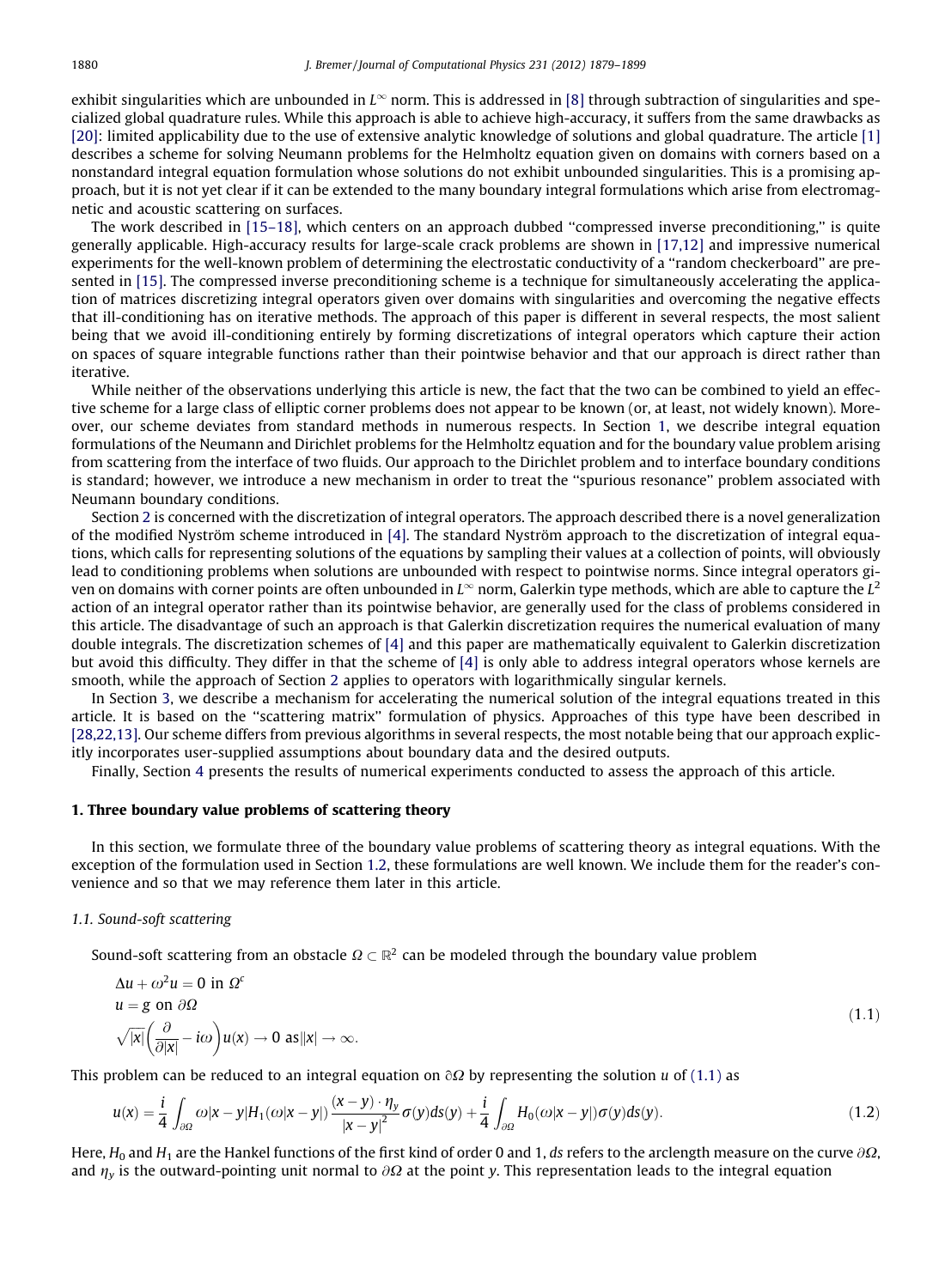exhibit singularities which are unbounded in $L^\infty$ norm. This is addressed in [8] through subtraction of singularities and specialized global quadrature rules. While this approach is able to achieve high-accuracy, it suffers from the same drawbacks as [20]: limited applicability due to the use of extensive analytic knowledge of solutions and global quadrature. The article [1] describes a scheme for solving Neumann problems for the Helmholtz equation given on domains with corners based on a nonstandard integral equation formulation whose solutions do not exhibit unbounded singularities. This is a promising approach, but it is not yet clear if it can be extended to the many boundary integral formulations which arise from electromagnetic and acoustic scattering on surfaces.

The work described in [15–18], which centers on an approach dubbed "compressed inverse preconditioning," is quite generally applicable. High-accuracy results for large-scale crack problems are shown in [17,12] and impressive numerical experiments for the well-known problem of determining the electrostatic conductivity of a "random checkerboard" are presented in [15]. The compressed inverse preconditioning scheme is a technique for simultaneously accelerating the application of matrices discretizing integral operators given over domains with singularities and overcoming the negative effects that ill-conditioning has on iterative methods. The approach of this paper is different in several respects, the most salient being that we avoid ill-conditioning entirely by forming discretizations of integral operators which capture their action on spaces of square integrable functions rather than their pointwise behavior and that our approach is direct rather than iterative.

While neither of the observations underlying this article is new, the fact that the two can be combined to yield an effective scheme for a large class of elliptic corner problems does not appear to be known (or, at least, not widely known). Moreover, our scheme deviates from standard methods in numerous respects. In Section 1, we describe integral equation formulations of the Neumann and Dirichlet problems for the Helmholtz equation and for the boundary value problem arising from scattering from the interface of two fluids. Our approach to the Dirichlet problem and to interface boundary conditions is standard; however, we introduce a new mechanism in order to treat the "spurious resonance" problem associated with Neumann boundary conditions.

Section 2 is concerned with the discretization of integral operators. The approach described there is a novel generalization of the modified Nyström scheme introduced in [4]. The standard Nyström approach to the discretization of integral equations, which calls for representing solutions of the equations by sampling their values at a collection of points, will obviously lead to conditioning problems when solutions are unbounded with respect to pointwise norms. Since integral operators given on domains with corner points are often unbounded in $L^\infty$ norm, Galerkin type methods, which are able to capture the $L^2$ action of an integral operator rather than its pointwise behavior, are generally used for the class of problems considered in this article. The disadvantage of such an approach is that Galerkin discretization requires the numerical evaluation of many double integrals. The discretization schemes of [4] and this paper are mathematically equivalent to Galerkin discretization but avoid this difficulty. They differ in that the scheme of [4] is only able to address integral operators whose kernels are smooth, while the approach of Section 2 applies to operators with logarithmically singular kernels.

In Section 3, we describe a mechanism for accelerating the numerical solution of the integral equations treated in this article. It is based on the "scattering matrix" formulation of physics. Approaches of this type have been described in [28,22,13]. Our scheme differs from previous algorithms in several respects, the most notable being that our approach explicitly incorporates user-supplied assumptions about boundary data and the desired outputs.

Finally, Section 4 presents the results of numerical experiments conducted to assess the approach of this article.

## 1. Three boundary value problems of scattering theory

In this section, we formulate three of the boundary value problems of scattering theory as integral equations. With the exception of the formulation used in Section 1.2, these formulations are well known. We include them for the reader's convenience and so that we may reference them later in this article.

### 1.1. Sound-soft scattering

Sound-soft scattering from an obstacle $\Omega \subset \mathbb{R}^2$ can be modeled through the boundary value problem

$$\begin{aligned} &\Delta u + \omega^2 u = 0 \text{ in } \Omega^c \\ &u = g \text{ on } \partial\Omega \\ &\sqrt{|x|}\left(\frac{\partial}{\partial |x|} - i\omega\right)u(x) \to 0 \text{ as} |x| \to \infty. \end{aligned} \tag{1.1}$$

This problem can be reduced to an integral equation on $\partial\Omega$ by representing the solution $u$ of (1.1) as

$$u(x) = \frac{i}{4}\int_{\partial\Omega} \omega|x-y| H_1(\omega|x-y|)\frac{(x-y)\cdot\eta_y}{|x-y|^2}\sigma(y)ds(y) + \frac{i}{4}\int_{\partial\Omega} H_0(\omega|x-y|)\sigma(y)ds(y). \tag{1.2}$$

Here, $H_0$ and $H_1$ are the Hankel functions of the first kind of order 0 and 1, $ds$ refers to the arclength measure on the curve $\partial\Omega$, and $\eta_y$ is the outward-pointing unit normal to $\partial\Omega$ at the point $y$. This representation leads to the integral equation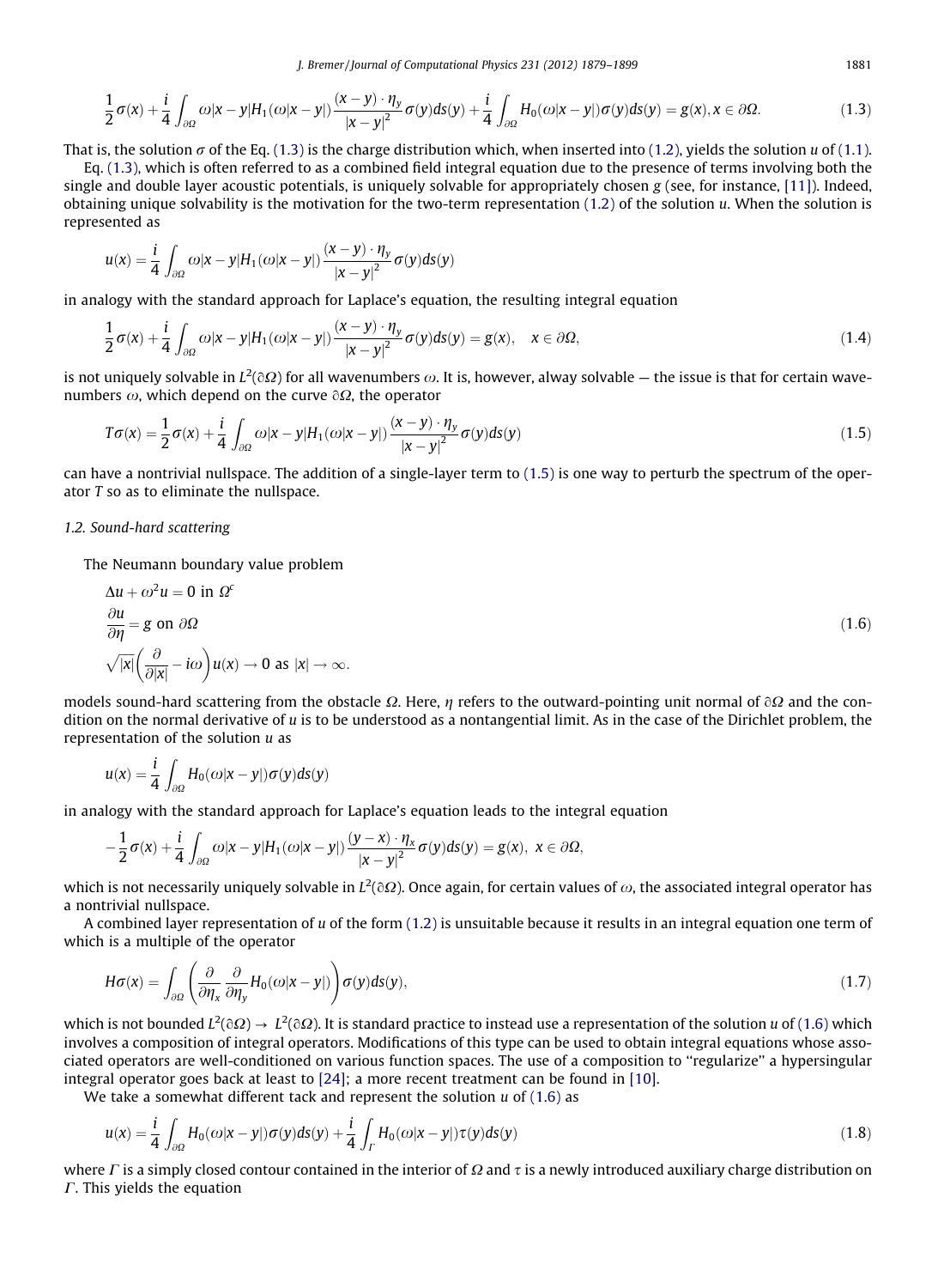$$\frac{1}{2}\sigma(x) + \frac{i}{4}\int_{\partial\Omega} \omega|x-y|H_1(\omega|x-y|)\frac{(x-y)\cdot\eta_y}{|x-y|^2}\sigma(y)ds(y) + \frac{i}{4}\int_{\partial\Omega} H_0(\omega|x-y|)\sigma(y)ds(y) = g(x), x \in \partial\Omega. \tag{1.3}$$

That is, the solution $\sigma$ of the Eq. (1.3) is the charge distribution which, when inserted into (1.2), yields the solution $u$ of (1.1).

Eq. (1.3), which is often referred to as a combined field integral equation due to the presence of terms involving both the single and double layer acoustic potentials, is uniquely solvable for appropriately chosen $g$ (see, for instance, [11]). Indeed, obtaining unique solvability is the motivation for the two-term representation (1.2) of the solution $u$. When the solution is represented as

$$u(x) = \frac{i}{4}\int_{\partial\Omega} \omega|x-y|H_1(\omega|x-y|)\frac{(x-y)\cdot\eta_y}{|x-y|^2}\sigma(y)ds(y)$$

in analogy with the standard approach for Laplace's equation, the resulting integral equation

$$\frac{1}{2}\sigma(x) + \frac{i}{4}\int_{\partial\Omega} \omega|x-y|H_1(\omega|x-y|)\frac{(x-y)\cdot\eta_y}{|x-y|^2}\sigma(y)ds(y) = g(x), \quad x \in \partial\Omega, \tag{1.4}$$

is not uniquely solvable in $L^2(\partial\Omega)$ for all wavenumbers $\omega$. It is, however, alway solvable — the issue is that for certain wavenumbers $\omega$, which depend on the curve $\partial\Omega$, the operator

$$T\sigma(x) = \frac{1}{2}\sigma(x) + \frac{i}{4}\int_{\partial\Omega} \omega|x-y|H_1(\omega|x-y|)\frac{(x-y)\cdot\eta_y}{|x-y|^2}\sigma(y)ds(y) \tag{1.5}$$

can have a nontrivial nullspace. The addition of a single-layer term to (1.5) is one way to perturb the spectrum of the operator $T$ so as to eliminate the nullspace.

### 1.2. Sound-hard scattering

The Neumann boundary value problem

$$\begin{aligned} &\Delta u + \omega^2 u = 0 \text{ in } \Omega^c \\ &\frac{\partial u}{\partial \eta} = g \text{ on } \partial\Omega \\ &\sqrt{|x|}\left(\frac{\partial}{\partial|x|} - i\omega\right)u(x) \to 0 \text{ as } |x| \to \infty. \end{aligned} \tag{1.6}$$

models sound-hard scattering from the obstacle $\Omega$. Here, $\eta$ refers to the outward-pointing unit normal of $\partial\Omega$ and the condition on the normal derivative of $u$ is to be understood as a nontangential limit. As in the case of the Dirichlet problem, the representation of the solution $u$ as

$$u(x) = \frac{i}{4}\int_{\partial\Omega} H_0(\omega|x-y|)\sigma(y)ds(y)$$

in analogy with the standard approach for Laplace's equation leads to the integral equation

$$-\frac{1}{2}\sigma(x) + \frac{i}{4}\int_{\partial\Omega} \omega|x-y|H_1(\omega|x-y|)\frac{(y-x)\cdot\eta_x}{|x-y|^2}\sigma(y)ds(y) = g(x), \; x \in \partial\Omega,$$

which is not necessarily uniquely solvable in $L^2(\partial\Omega)$. Once again, for certain values of $\omega$, the associated integral operator has a nontrivial nullspace.

A combined layer representation of $u$ of the form (1.2) is unsuitable because it results in an integral equation one term of which is a multiple of the operator

$$H\sigma(x) = \int_{\partial\Omega}\left(\frac{\partial}{\partial\eta_x}\frac{\partial}{\partial\eta_y}H_0(\omega|x-y|)\right)\sigma(y)ds(y), \tag{1.7}$$

which is not bounded $L^2(\partial\Omega) \to L^2(\partial\Omega)$. It is standard practice to instead use a representation of the solution $u$ of (1.6) which involves a composition of integral operators. Modifications of this type can be used to obtain integral equations whose associated operators are well-conditioned on various function spaces. The use of a composition to "regularize" a hypersingular integral operator goes back at least to [24]; a more recent treatment can be found in [10].

We take a somewhat different tack and represent the solution $u$ of (1.6) as

$$u(x) = \frac{i}{4}\int_{\partial\Omega} H_0(\omega|x-y|)\sigma(y)ds(y) + \frac{i}{4}\int_{\Gamma} H_0(\omega|x-y|)\tau(y)ds(y) \tag{1.8}$$

where $\Gamma$ is a simply closed contour contained in the interior of $\Omega$ and $\tau$ is a newly introduced auxiliary charge distribution on $\Gamma$. This yields the equation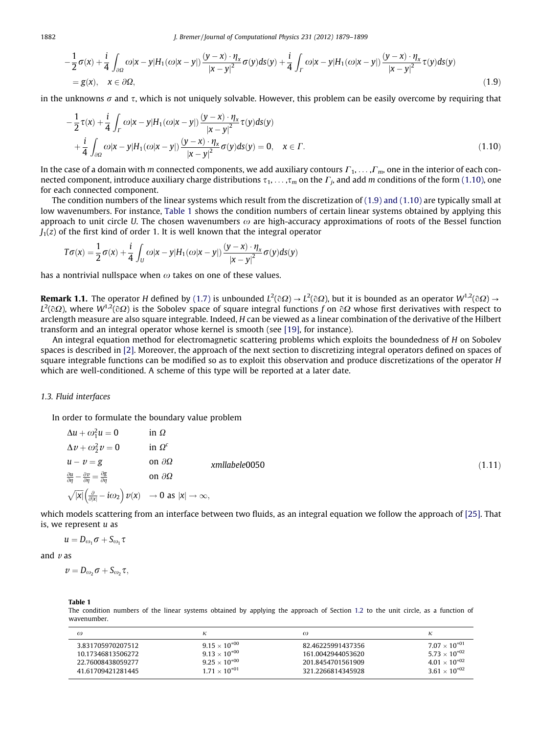$$
\begin{aligned}
&-\frac{1}{2}\sigma(x)+\frac{i}{4}\int_{\partial\Omega}\omega|x-y|H_1(\omega|x-y|)\frac{(y-x)\cdot\eta_x}{|x-y|^2}\sigma(y)ds(y)+\frac{i}{4}\int_{\Gamma}\omega|x-y|H_1(\omega|x-y|)\frac{(y-x)\cdot\eta_x}{|x-y|^2}\tau(y)ds(y)\\
&=g(x),\quad x\in\partial\Omega,
\end{aligned}
\tag{1.9}
$$

in the unknowns $\sigma$ and $\tau$, which is not uniquely solvable. However, this problem can be easily overcome by requiring that

$$
\begin{aligned}
&-\frac{1}{2}\tau(x)+\frac{i}{4}\int_{\Gamma}\omega|x-y|H_1(\omega|x-y|)\frac{(y-x)\cdot\eta_x}{|x-y|^2}\tau(y)ds(y)\\
&+\frac{i}{4}\int_{\partial\Omega}\omega|x-y|H_1(\omega|x-y|)\frac{(y-x)\cdot\eta_x}{|x-y|^2}\sigma(y)ds(y)=0,\quad x\in\Gamma.
\end{aligned}
\tag{1.10}
$$

In the case of a domain with $m$ connected components, we add auxiliary contours $\Gamma_1,\ldots,\Gamma_m$, one in the interior of each connected component, introduce auxiliary charge distributions $\tau_1,\ldots,\tau_m$ on the $\Gamma_j$, and add $m$ conditions of the form (1.10), one for each connected component.

The condition numbers of the linear systems which result from the discretization of (1.9) and (1.10) are typically small at low wavenumbers. For instance, Table 1 shows the condition numbers of certain linear systems obtained by applying this approach to unit circle $U$. The chosen wavenumbers $\omega$ are high-accuracy approximations of roots of the Bessel function $J_1(z)$ of the first kind of order 1. It is well known that the integral operator

$$
T\sigma(x)=\frac{1}{2}\sigma(x)+\frac{i}{4}\int_{U}\omega|x-y|H_1(\omega|x-y|)\frac{(y-x)\cdot\eta_x}{|x-y|^2}\sigma(y)ds(y)
$$

has a nontrivial nullspace when $\omega$ takes on one of these values.

**Remark 1.1.** The operator $H$ defined by (1.7) is unbounded $L^2(\partial\Omega)\to L^2(\partial\Omega)$, but it is bounded as an operator $W^{1,2}(\partial\Omega)\to L^2(\partial\Omega)$, where $W^{1,2}(\partial\Omega)$ is the Sobolev space of square integral functions $f$ on $\partial\Omega$ whose first derivatives with respect to arclength measure are also square integrable. Indeed, $H$ can be viewed as a linear combination of the derivative of the Hilbert transform and an integral operator whose kernel is smooth (see [19], for instance).

An integral equation method for electromagnetic scattering problems which exploits the boundedness of $H$ on Sobolev spaces is described in [2]. Moreover, the approach of the next section to discretizing integral operators defined on spaces of square integrable functions can be modified so as to exploit this observation and produce discretizations of the operator $H$ which are well-conditioned. A scheme of this type will be reported at a later date.

### 1.3. Fluid interfaces

In order to formulate the boundary value problem

$$
\begin{aligned}
&\Delta u+\omega_1^2u=0 && \text{in } \Omega\\
&\Delta v+\omega_2^2v=0 && \text{in } \Omega^c\\
&u-v=g && \text{on } \partial\Omega\\
&\tfrac{\partial u}{\partial\eta}-\tfrac{\partial v}{\partial\eta}=\tfrac{\partial g}{\partial\eta} && \text{on } \partial\Omega\\
&\sqrt{|x|}\left(\tfrac{\partial}{\partial|x|}-i\omega_2\right)v(x) && \to 0 \text{ as } |x|\to\infty,
\end{aligned}
\tag{1.11}
$$

which models scattering from an interface between two fluids, as an integral equation we follow the approach of [25]. That is, we represent $u$ as

$$
u=D_{\omega_1}\sigma+S_{\omega_1}\tau
$$

and $v$ as

$$
v=D_{\omega_2}\sigma+S_{\omega_2}\tau,
$$

**Table 1**
The condition numbers of the linear systems obtained by applying the approach of Section 1.2 to the unit circle, as a function of wavenumber.

| $\omega$ | $\kappa$ | $\omega$ | $\kappa$ |
|---|---|---|---|
| 3.831705970207512 | $9.15\times10^{+00}$ | 82.46225991437356 | $7.07\times10^{+01}$ |
| 10.17346813506272 | $9.13\times10^{+00}$ | 161.0042944053620 | $5.73\times10^{+02}$ |
| 22.76008438059277 | $9.25\times10^{+00}$ | 201.8454701561909 | $4.01\times10^{+02}$ |
| 41.61709421281445 | $1.71\times10^{+01}$ | 321.2266814345928 | $3.61\times10^{+02}$ |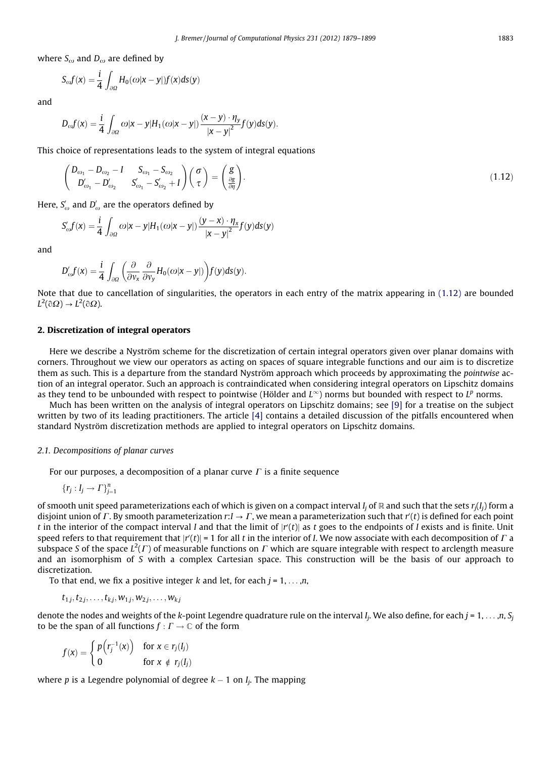where $S_\omega$ and $D_\omega$ are defined by

$$S_\omega f(x) = \frac{i}{4}\int_{\partial\Omega} H_0(\omega|x-y|)f(x)ds(y)$$

and

$$D_\omega f(x) = \frac{i}{4}\int_{\partial\Omega} \omega|x-y|H_1(\omega|x-y|)\frac{(x-y)\cdot\eta_y}{|x-y|^2}f(y)ds(y).$$

This choice of representations leads to the system of integral equations

$$\begin{pmatrix} D_{\omega_1} - D_{\omega_2} - I & S_{\omega_1} - S_{\omega_2} \\ D'_{\omega_1} - D'_{\omega_2} & S'_{\omega_1} - S'_{\omega_2} + I \end{pmatrix}\begin{pmatrix} \sigma \\ \tau \end{pmatrix} = \begin{pmatrix} g \\ \frac{\partial g}{\partial \eta} \end{pmatrix}. \tag{1.12}$$

Here, $S'_\omega$ and $D'_\omega$ are the operators defined by

$$S'_\omega f(x) = \frac{i}{4}\int_{\partial\Omega} \omega|x-y|H_1(\omega|x-y|)\frac{(y-x)\cdot\eta_x}{|x-y|^2}f(y)ds(y)$$

and

$$D'_\omega f(x) = \frac{i}{4}\int_{\partial\Omega}\left(\frac{\partial}{\partial v_x}\frac{\partial}{\partial v_y}H_0(\omega|x-y|)\right)f(y)ds(y).$$

Note that due to cancellation of singularities, the operators in each entry of the matrix appearing in (1.12) are bounded $L^2(\partial\Omega) \to L^2(\partial\Omega)$.

## 2. Discretization of integral operators

Here we describe a Nyström scheme for the discretization of certain integral operators given over planar domains with corners. Throughout we view our operators as acting on spaces of square integrable functions and our aim is to discretize them as such. This is a departure from the standard Nyström approach which proceeds by approximating the *pointwise* action of an integral operator. Such an approach is contraindicated when considering integral operators on Lipschitz domains as they tend to be unbounded with respect to pointwise (Hölder and $L^\infty$) norms but bounded with respect to $L^p$ norms.

Much has been written on the analysis of integral operators on Lipschitz domains; see [9] for a treatise on the subject written by two of its leading practitioners. The article [4] contains a detailed discussion of the pitfalls encountered when standard Nyström discretization methods are applied to integral operators on Lipschitz domains.

### 2.1. Decompositions of planar curves

For our purposes, a decomposition of a planar curve $\Gamma$ is a finite sequence

$$\{r_j : I_j \to \Gamma\}_{j=1}^n$$

of smooth unit speed parameterizations each of which is given on a compact interval $I_j$ of $\mathbb{R}$ and such that the sets $r_j(I_j)$ form a disjoint union of $\Gamma$. By smooth parameterization $r{:}I \to \Gamma$, we mean a parameterization such that $r'(t)$ is defined for each point $t$ in the interior of the compact interval $I$ and that the limit of $|r'(t)|$ as $t$ goes to the endpoints of $I$ exists and is finite. Unit speed refers to that requirement that $|r'(t)| = 1$ for all $t$ in the interior of $I$. We now associate with each decomposition of $\Gamma$ a subspace $S$ of the space $L^2(\Gamma)$ of measurable functions on $\Gamma$ which are square integrable with respect to arclength measure and an isomorphism of $S$ with a complex Cartesian space. This construction will be the basis of our approach to discretization.

To that end, we fix a positive integer $k$ and let, for each $j = 1,\ldots,n$,

$$t_{1,j}, t_{2,j}, \ldots, t_{k,j}, w_{1,j}, w_{2,j}, \ldots, w_{k,j}$$

denote the nodes and weights of the $k$-point Legendre quadrature rule on the interval $I_j$. We also define, for each $j = 1,\ldots,n$, $S_j$ to be the span of all functions $f : \Gamma \to \mathbb{C}$ of the form

$$f(x) = \begin{cases} p\left(r_j^{-1}(x)\right) & \text{for } x \in r_j(I_j) \\ 0 & \text{for } x \notin r_j(I_j) \end{cases}$$

where $p$ is a Legendre polynomial of degree $k-1$ on $I_j$. The mapping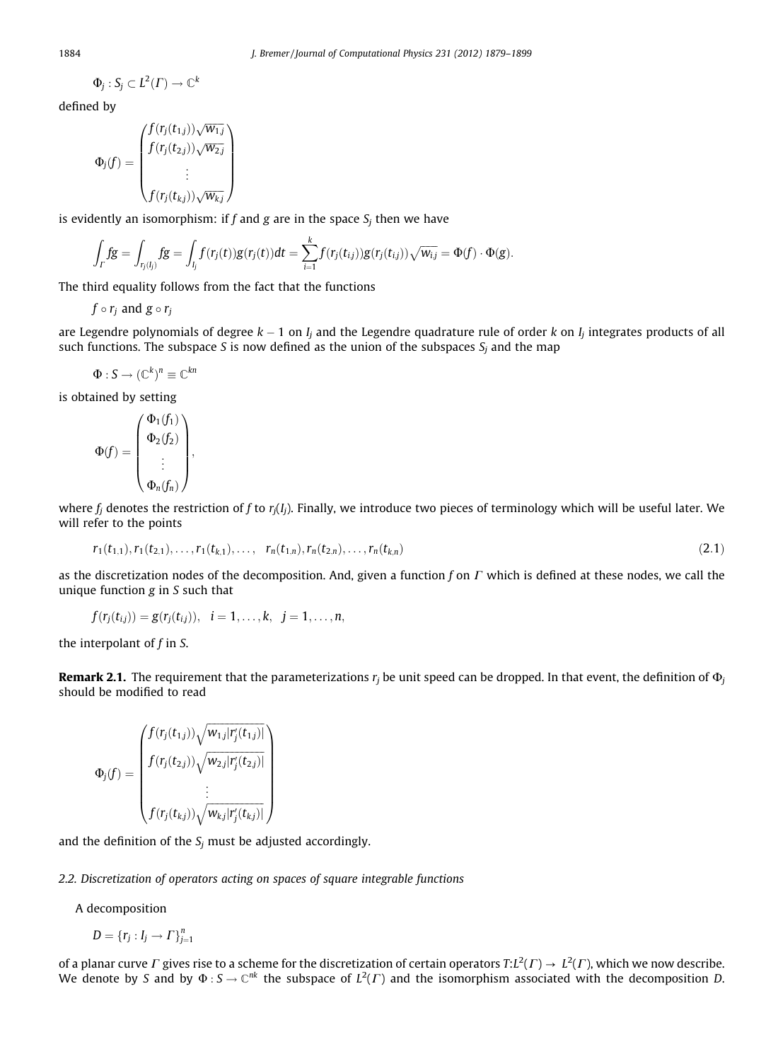$$\Phi_j : S_j \subset L^2(\Gamma) \to \mathbb{C}^k$$

defined by

$$\Phi_j(f) = \begin{pmatrix} f(r_j(t_{1,j}))\sqrt{w_{1,j}} \\ f(r_j(t_{2,j}))\sqrt{w_{2,j}} \\ \vdots \\ f(r_j(t_{k,j}))\sqrt{w_{k,j}} \end{pmatrix}$$

is evidently an isomorphism: if $f$ and $g$ are in the space $S_j$ then we have

$$\int_\Gamma fg = \int_{r_j(I_j)} fg = \int_{I_j} f(r_j(t))g(r_j(t))dt = \sum_{i=1}^{k} f(r_j(t_{i,j}))g(r_j(t_{i,j}))\sqrt{w_{i,j}} = \Phi(f)\cdot\Phi(g).$$

The third equality follows from the fact that the functions

$$f \circ r_j \text{ and } g \circ r_j$$

are Legendre polynomials of degree $k-1$ on $I_j$ and the Legendre quadrature rule of order $k$ on $I_j$ integrates products of all such functions. The subspace $S$ is now defined as the union of the subspaces $S_j$ and the map

$$\Phi : S \to (\mathbb{C}^k)^n \equiv \mathbb{C}^{kn}$$

is obtained by setting

$$\Phi(f) = \begin{pmatrix} \Phi_1(f_1) \\ \Phi_2(f_2) \\ \vdots \\ \Phi_n(f_n) \end{pmatrix},$$

where $f_j$ denotes the restriction of $f$ to $r_j(I_j)$. Finally, we introduce two pieces of terminology which will be useful later. We will refer to the points

$$r_1(t_{1,1}), r_1(t_{2,1}), \ldots, r_1(t_{k,1}), \ldots, \quad r_n(t_{1,n}), r_n(t_{2,n}), \ldots, r_n(t_{k,n}) \tag{2.1}$$

as the discretization nodes of the decomposition. And, given a function $f$ on $\Gamma$ which is defined at these nodes, we call the unique function $g$ in $S$ such that

$$f(r_j(t_{i,j})) = g(r_j(t_{i,j})), \quad i = 1, \ldots, k, \quad j = 1, \ldots, n,$$

the interpolant of $f$ in $S$.

**Remark 2.1.** The requirement that the parameterizations $r_j$ be unit speed can be dropped. In that event, the definition of $\Phi_j$ should be modified to read

$$\Phi_j(f) = \begin{pmatrix} f(r_j(t_{1,j}))\sqrt{w_{1,j}|r_j'(t_{1,j})|} \\ f(r_j(t_{2,j}))\sqrt{w_{2,j}|r_j'(t_{2,j})|} \\ \vdots \\ f(r_j(t_{k,j}))\sqrt{w_{k,j}|r_j'(t_{k,j})|} \end{pmatrix}$$

and the definition of the $S_j$ must be adjusted accordingly.

### 2.2. Discretization of operators acting on spaces of square integrable functions

A decomposition

$$D = \{r_j : I_j \to \Gamma\}_{j=1}^{n}$$

of a planar curve $\Gamma$ gives rise to a scheme for the discretization of certain operators $T: L^2(\Gamma) \to L^2(\Gamma)$, which we now describe. We denote by $S$ and by $\Phi : S \to \mathbb{C}^{nk}$ the subspace of $L^2(\Gamma)$ and the isomorphism associated with the decomposition $D$.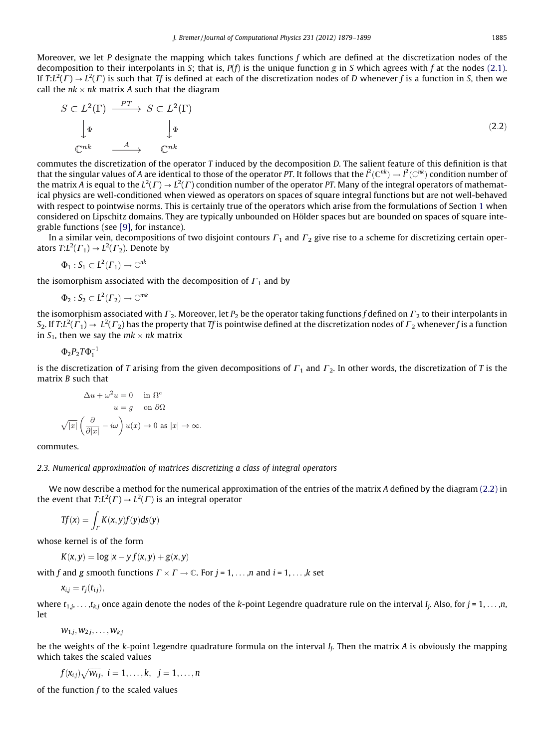Moreover, we let $P$ designate the mapping which takes functions $f$ which are defined at the discretization nodes of the decomposition to their interpolants in $S$; that is, $P(f)$ is the unique function $g$ in $S$ which agrees with $f$ at the nodes (2.1). If $T:L^2(\Gamma) \to L^2(\Gamma)$ is such that $Tf$ is defined at each of the discretization nodes of $D$ whenever $f$ is a function in $S$, then we call the $nk \times nk$ matrix $A$ such that the diagram

$$
\begin{array}{ccc}
S \subset L^2(\Gamma) & \xrightarrow{PT} & S \subset L^2(\Gamma) \\
\big\downarrow \Phi & & \big\downarrow \Phi \\
\mathbb{C}^{nk} & \xrightarrow{A} & \mathbb{C}^{nk}
\end{array}
\tag{2.2}
$$

commutes the discretization of the operator $T$ induced by the decomposition $D$. The salient feature of this definition is that that the singular values of $A$ are identical to those of the operator $PT$. It follows that the $l^2(\mathbb{C}^{nk}) \to l^2(\mathbb{C}^{nk})$ condition number of the matrix $A$ is equal to the $L^2(\Gamma) \to L^2(\Gamma)$ condition number of the operator $PT$. Many of the integral operators of mathematical physics are well-conditioned when viewed as operators on spaces of square integral functions but are not well-behaved with respect to pointwise norms. This is certainly true of the operators which arise from the formulations of Section 1 when considered on Lipschitz domains. They are typically unbounded on Hölder spaces but are bounded on spaces of square integrable functions (see [9], for instance).

In a similar vein, decompositions of two disjoint contours $\Gamma_1$ and $\Gamma_2$ give rise to a scheme for discretizing certain operators $T:L^2(\Gamma_1) \to L^2(\Gamma_2)$. Denote by

$$\Phi_1 : S_1 \subset L^2(\Gamma_1) \to \mathbb{C}^{nk}$$

the isomorphism associated with the decomposition of $\Gamma_1$ and by

$$\Phi_2 : S_2 \subset L^2(\Gamma_2) \to \mathbb{C}^{mk}$$

the isomorphism associated with $\Gamma_2$. Moreover, let $P_2$ be the operator taking functions $f$ defined on $\Gamma_2$ to their interpolants in $S_2$. If $T:L^2(\Gamma_1) \to L^2(\Gamma_2)$ has the property that $Tf$ is pointwise defined at the discretization nodes of $\Gamma_2$ whenever $f$ is a function in $S_1$, then we say the $mk \times nk$ matrix

$$\Phi_2 P_2 T \Phi_1^{-1}$$

is the discretization of $T$ arising from the given decompositions of $\Gamma_1$ and $\Gamma_2$. In other words, the discretization of $T$ is the matrix $B$ such that

$$
\begin{aligned}
\Delta u + \omega^2 u = 0 \quad & \text{in } \Omega^c \\
u = g \quad & \text{on } \partial\Omega \\
\sqrt{|x|}\left(\frac{\partial}{\partial |x|} - i\omega\right) u(x) \to 0 \text{ as } |x| \to \infty.
\end{aligned}
$$

commutes.

### 2.3. Numerical approximation of matrices discretizing a class of integral operators

We now describe a method for the numerical approximation of the entries of the matrix $A$ defined by the diagram (2.2) in the event that $T:L^2(\Gamma) \to L^2(\Gamma)$ is an integral operator

$$Tf(x) = \int_\Gamma K(x,y) f(y) ds(y)$$

whose kernel is of the form

$$K(x,y) = \log|x-y| f(x,y) + g(x,y)$$

with $f$ and $g$ smooth functions $\Gamma \times \Gamma \to \mathbb{C}$. For $j = 1, \ldots, n$ and $i = 1, \ldots, k$ set

$$x_{ij} = r_j(t_{ij}),$$

where $t_{1j}, \ldots, t_{kj}$ once again denote the nodes of the $k$-point Legendre quadrature rule on the interval $I_j$. Also, for $j = 1, \ldots, n$, let

$$w_{1j}, w_{2j}, \ldots, w_{kj}$$

be the weights of the $k$-point Legendre quadrature formula on the interval $I_j$. Then the matrix $A$ is obviously the mapping which takes the scaled values

$$f(x_{ij})\sqrt{w_{ij}}, \; i = 1, \ldots, k, \quad j = 1, \ldots, n$$

of the function $f$ to the scaled values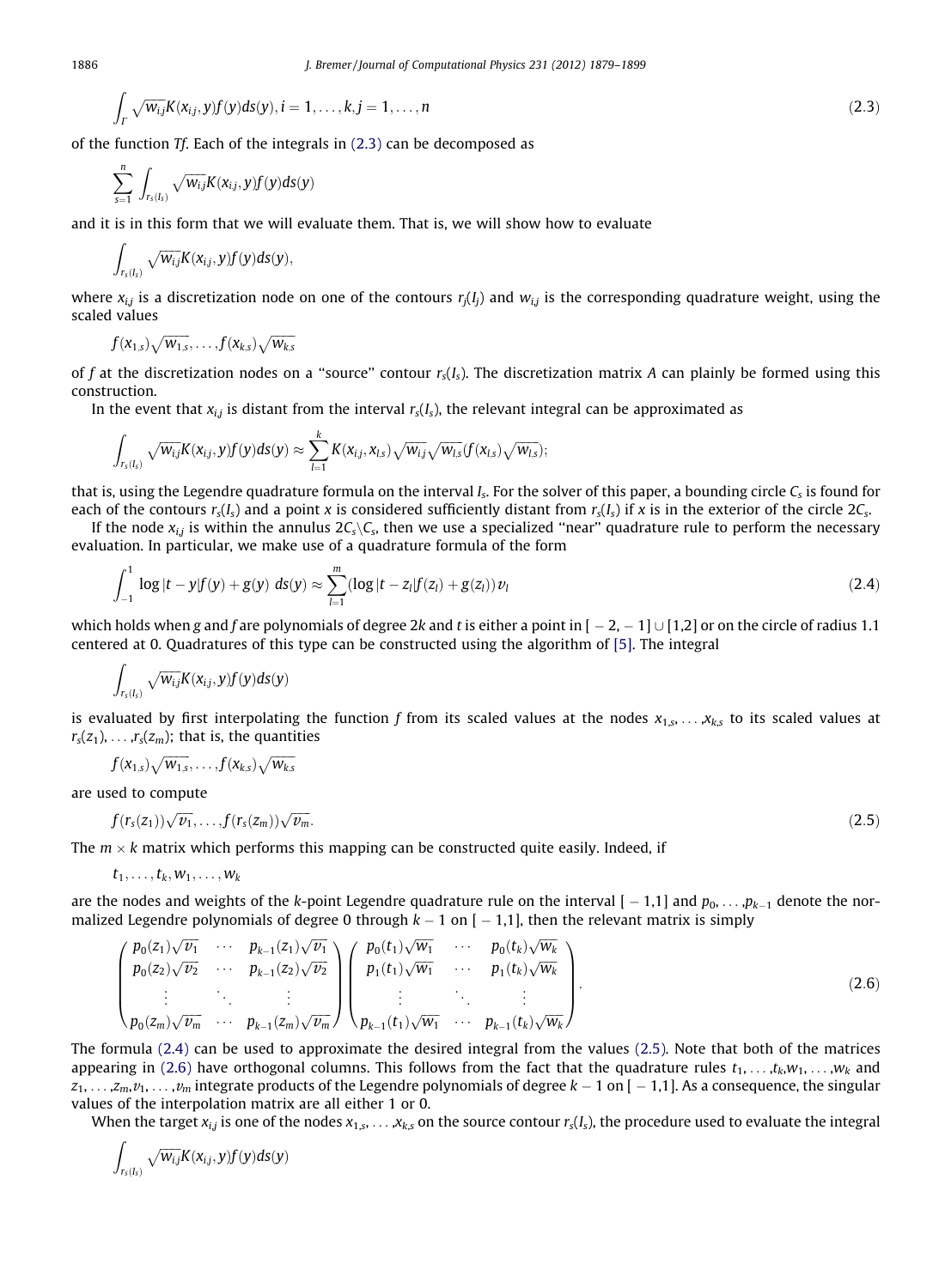$$\int_{\Gamma} \sqrt{w_{ij}} K(x_{i,j}, y) f(y) ds(y), i = 1, \ldots, k, j = 1, \ldots, n \tag{2.3}$$

of the function $Tf$. Each of the integrals in (2.3) can be decomposed as

$$\sum_{s=1}^{n} \int_{r_s(I_s)} \sqrt{w_{ij}} K(x_{i,j}, y) f(y) ds(y)$$

and it is in this form that we will evaluate them. That is, we will show how to evaluate

$$\int_{r_s(I_s)} \sqrt{w_{ij}} K(x_{i,j}, y) f(y) ds(y),$$

where $x_{i,j}$ is a discretization node on one of the contours $r_j(I_j)$ and $w_{i,j}$ is the corresponding quadrature weight, using the scaled values

$$f(x_{1,s})\sqrt{w_{1,s}}, \ldots, f(x_{k,s})\sqrt{w_{k,s}}$$

of $f$ at the discretization nodes on a "source" contour $r_s(I_s)$. The discretization matrix $A$ can plainly be formed using this construction.

In the event that $x_{i,j}$ is distant from the interval $r_s(I_s)$, the relevant integral can be approximated as

$$\int_{r_s(I_s)} \sqrt{w_{ij}} K(x_{i,j}, y) f(y) ds(y) \approx \sum_{l=1}^{k} K(x_{i,j}, x_{l,s}) \sqrt{w_{i,j}} \sqrt{w_{l,s}} (f(x_{l,s}) \sqrt{w_{l,s}});$$

that is, using the Legendre quadrature formula on the interval $I_s$. For the solver of this paper, a bounding circle $C_s$ is found for each of the contours $r_s(I_s)$ and a point $x$ is considered sufficiently distant from $r_s(I_s)$ if $x$ is in the exterior of the circle $2C_s$.

If the node $x_{i,j}$ is within the annulus $2C_s \backslash C_s$, then we use a specialized "near" quadrature rule to perform the necessary evaluation. In particular, we make use of a quadrature formula of the form

$$\int_{-1}^{1} \log|t - y| f(y) + g(y) \; ds(y) \approx \sum_{l=1}^{m} (\log|t - z_l| f(z_l) + g(z_l)) v_l \tag{2.4}$$

which holds when $g$ and $f$ are polynomials of degree $2k$ and $t$ is either a point in $[-2,-1] \cup [1,2]$ or on the circle of radius 1.1 centered at 0. Quadratures of this type can be constructed using the algorithm of [5]. The integral

$$\int_{r_s(I_s)} \sqrt{w_{ij}} K(x_{i,j}, y) f(y) ds(y)$$

is evaluated by first interpolating the function $f$ from its scaled values at the nodes $x_{1,s}, \ldots, x_{k,s}$ to its scaled values at $r_s(z_1), \ldots, r_s(z_m)$; that is, the quantities

$$f(x_{1,s})\sqrt{w_{1,s}}, \ldots, f(x_{k,s})\sqrt{w_{k,s}}$$

are used to compute

$$f(r_s(z_1))\sqrt{v_1}, \ldots, f(r_s(z_m))\sqrt{v_m}. \tag{2.5}$$

The $m \times k$ matrix which performs this mapping can be constructed quite easily. Indeed, if

$$t_1, \ldots, t_k, w_1, \ldots, w_k$$

are the nodes and weights of the $k$-point Legendre quadrature rule on the interval $[-1,1]$ and $p_0, \ldots, p_{k-1}$ denote the normalized Legendre polynomials of degree 0 through $k-1$ on $[-1,1]$, then the relevant matrix is simply

$$\begin{pmatrix} p_0(z_1)\sqrt{v_1} & \cdots & p_{k-1}(z_1)\sqrt{v_1} \\ p_0(z_2)\sqrt{v_2} & \cdots & p_{k-1}(z_2)\sqrt{v_2} \\ \vdots & \ddots & \vdots \\ p_0(z_m)\sqrt{v_m} & \cdots & p_{k-1}(z_m)\sqrt{v_m} \end{pmatrix} \begin{pmatrix} p_0(t_1)\sqrt{w_1} & \cdots & p_0(t_k)\sqrt{w_k} \\ p_1(t_1)\sqrt{w_1} & \cdots & p_1(t_k)\sqrt{w_k} \\ \vdots & \ddots & \vdots \\ p_{k-1}(t_1)\sqrt{w_1} & \cdots & p_{k-1}(t_k)\sqrt{w_k} \end{pmatrix}. \tag{2.6}$$

The formula (2.4) can be used to approximate the desired integral from the values (2.5). Note that both of the matrices appearing in (2.6) have orthogonal columns. This follows from the fact that the quadrature rules $t_1, \ldots, t_k, w_1, \ldots, w_k$ and $z_1, \ldots, z_m, v_1, \ldots, v_m$ integrate products of the Legendre polynomials of degree $k-1$ on $[-1,1]$. As a consequence, the singular values of the interpolation matrix are all either 1 or 0.

When the target $x_{i,j}$ is one of the nodes $x_{1,s}, \ldots, x_{k,s}$ on the source contour $r_s(I_s)$, the procedure used to evaluate the integral

$$\int_{r_s(I_s)} \sqrt{w_{ij}} K(x_{i,j}, y) f(y) ds(y)$$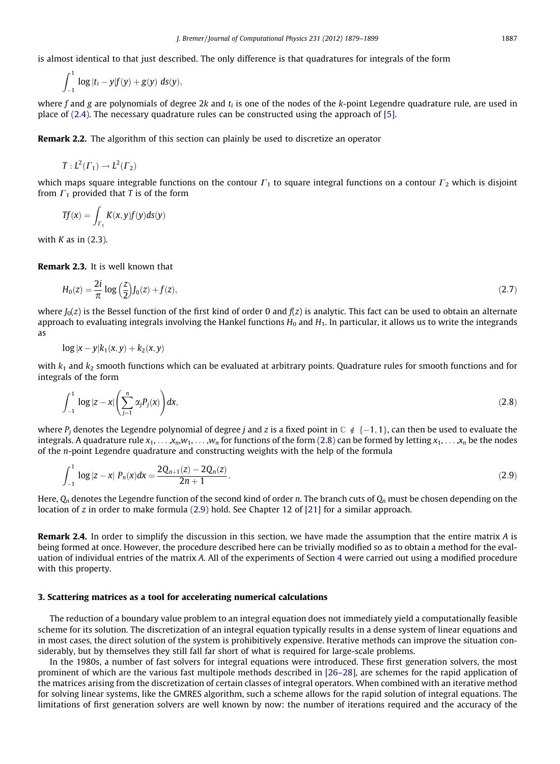is almost identical to that just described. The only difference is that quadratures for integrals of the form

$$\int_{-1}^{1} \log|t_i - y| f(y) + g(y)\; ds(y),$$

where $f$ and $g$ are polynomials of degree $2k$ and $t_i$ is one of the nodes of the $k$-point Legendre quadrature rule, are used in place of (2.4). The necessary quadrature rules can be constructed using the approach of [5].

**Remark 2.2.** The algorithm of this section can plainly be used to discretize an operator

$$T : L^2(\Gamma_1) \to L^2(\Gamma_2)$$

which maps square integrable functions on the contour $\Gamma_1$ to square integral functions on a contour $\Gamma_2$ which is disjoint from $\Gamma_1$ provided that $T$ is of the form

$$Tf(x) = \int_{\Gamma_1} K(x,y) f(y) ds(y)$$

with $K$ as in (2.3).

**Remark 2.3.** It is well known that

$$H_0(z) = \frac{2i}{\pi} \log\left(\frac{z}{2}\right) J_0(z) + f(z), \tag{2.7}$$

where $J_0(z)$ is the Bessel function of the first kind of order 0 and $f(z)$ is analytic. This fact can be used to obtain an alternate approach to evaluating integrals involving the Hankel functions $H_0$ and $H_1$. In particular, it allows us to write the integrands as

$$\log|x - y| k_1(x,y) + k_2(x,y)$$

with $k_1$ and $k_2$ smooth functions which can be evaluated at arbitrary points. Quadrature rules for smooth functions and for integrals of the form

$$\int_{-1}^{1} \log|z - x| \left( \sum_{j=1}^{n} \alpha_j P_j(x) \right) dx, \tag{2.8}$$

where $P_j$ denotes the Legendre polynomial of degree $j$ and $z$ is a fixed point in $\mathbb{C} \notin \{-1, 1\}$, can then be used to evaluate the integrals. A quadrature rule $x_1, \ldots, x_n, w_1, \ldots, w_n$ for functions of the form (2.8) can be formed by letting $x_1, \ldots, x_n$ be the nodes of the $n$-point Legendre quadrature and constructing weights with the help of the formula

$$\int_{-1}^{1} \log|z - x|\; P_n(x) dx = \frac{2Q_{n+1}(z) - 2Q_n(z)}{2n+1}. \tag{2.9}$$

Here, $Q_n$ denotes the Legendre function of the second kind of order $n$. The branch cuts of $Q_n$ must be chosen depending on the location of $z$ in order to make formula (2.9) hold. See Chapter 12 of [21] for a similar approach.

**Remark 2.4.** In order to simplify the discussion in this section, we have made the assumption that the entire matrix $A$ is being formed at once. However, the procedure described here can be trivially modified so as to obtain a method for the evaluation of individual entries of the matrix $A$. All of the experiments of Section 4 were carried out using a modified procedure with this property.

## 3. Scattering matrices as a tool for accelerating numerical calculations

The reduction of a boundary value problem to an integral equation does not immediately yield a computationally feasible scheme for its solution. The discretization of an integral equation typically results in a dense system of linear equations and in most cases, the direct solution of the system is prohibitively expensive. Iterative methods can improve the situation considerably, but by themselves they still fall far short of what is required for large-scale problems.

In the 1980s, a number of fast solvers for integral equations were introduced. These first generation solvers, the most prominent of which are the various fast multipole methods described in [26–28], are schemes for the rapid application of the matrices arising from the discretization of certain classes of integral operators. When combined with an iterative method for solving linear systems, like the GMRES algorithm, such a scheme allows for the rapid solution of integral equations. The limitations of first generation solvers are well known by now: the number of iterations required and the accuracy of the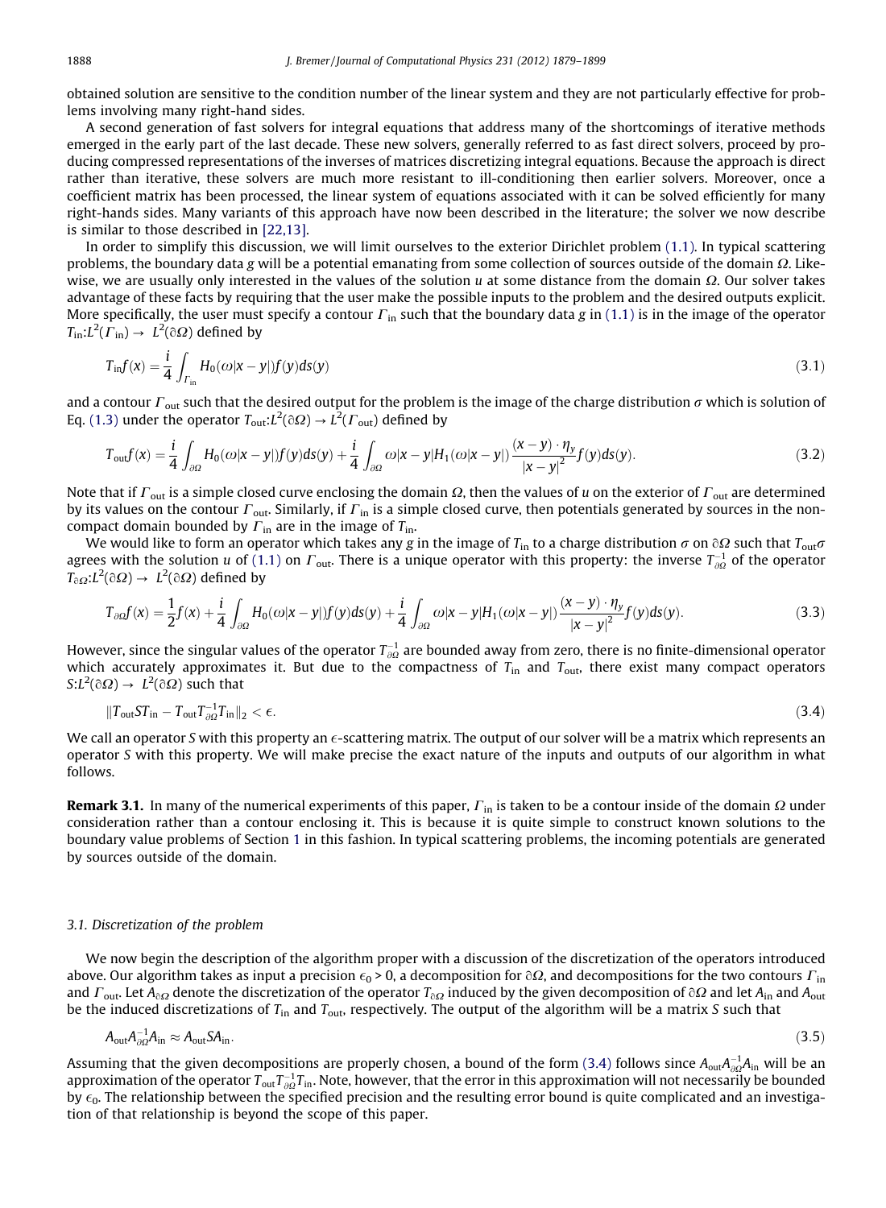obtained solution are sensitive to the condition number of the linear system and they are not particularly effective for problems involving many right-hand sides.

A second generation of fast solvers for integral equations that address many of the shortcomings of iterative methods emerged in the early part of the last decade. These new solvers, generally referred to as fast direct solvers, proceed by producing compressed representations of the inverses of matrices discretizing integral equations. Because the approach is direct rather than iterative, these solvers are much more resistant to ill-conditioning then earlier solvers. Moreover, once a coefficient matrix has been processed, the linear system of equations associated with it can be solved efficiently for many right-hands sides. Many variants of this approach have now been described in the literature; the solver we now describe is similar to those described in [22,13].

In order to simplify this discussion, we will limit ourselves to the exterior Dirichlet problem (1.1). In typical scattering problems, the boundary data $g$ will be a potential emanating from some collection of sources outside of the domain $\Omega$. Likewise, we are usually only interested in the values of the solution $u$ at some distance from the domain $\Omega$. Our solver takes advantage of these facts by requiring that the user make the possible inputs to the problem and the desired outputs explicit. More specifically, the user must specify a contour $\Gamma_{\text{in}}$ such that the boundary data $g$ in (1.1) is in the image of the operator $T_{\text{in}}:L^2(\Gamma_{\text{in}}) \to L^2(\partial\Omega)$ defined by

$$T_{\text{in}}f(x) = \frac{i}{4}\int_{\Gamma_{\text{in}}} H_0(\omega|x-y|)f(y)ds(y) \tag{3.1}$$

and a contour $\Gamma_{\text{out}}$ such that the desired output for the problem is the image of the charge distribution $\sigma$ which is solution of Eq. (1.3) under the operator $T_{\text{out}}:L^2(\partial\Omega) \to L^2(\Gamma_{\text{out}})$ defined by

$$T_{\text{out}}f(x) = \frac{i}{4}\int_{\partial\Omega} H_0(\omega|x-y|)f(y)ds(y) + \frac{i}{4}\int_{\partial\Omega} \omega|x-y|H_1(\omega|x-y|)\frac{(x-y)\cdot\eta_y}{|x-y|^2}f(y)ds(y). \tag{3.2}$$

Note that if $\Gamma_{\text{out}}$ is a simple closed curve enclosing the domain $\Omega$, then the values of $u$ on the exterior of $\Gamma_{\text{out}}$ are determined by its values on the contour $\Gamma_{\text{out}}$. Similarly, if $\Gamma_{\text{in}}$ is a simple closed curve, then potentials generated by sources in the non-compact domain bounded by $\Gamma_{\text{in}}$ are in the image of $T_{\text{in}}$.

We would like to form an operator which takes any $g$ in the image of $T_{\text{in}}$ to a charge distribution $\sigma$ on $\partial\Omega$ such that $T_{\text{out}}\sigma$ agrees with the solution $u$ of (1.1) on $\Gamma_{\text{out}}$. There is a unique operator with this property: the inverse $T_{\partial\Omega}^{-1}$ of the operator $T_{\partial\Omega}:L^2(\partial\Omega) \to L^2(\partial\Omega)$ defined by

$$T_{\partial\Omega}f(x) = \frac{1}{2}f(x) + \frac{i}{4}\int_{\partial\Omega} H_0(\omega|x-y|)f(y)ds(y) + \frac{i}{4}\int_{\partial\Omega} \omega|x-y|H_1(\omega|x-y|)\frac{(x-y)\cdot\eta_y}{|x-y|^2}f(y)ds(y). \tag{3.3}$$

However, since the singular values of the operator $T_{\partial\Omega}^{-1}$ are bounded away from zero, there is no finite-dimensional operator which accurately approximates it. But due to the compactness of $T_{\text{in}}$ and $T_{\text{out}}$, there exist many compact operators $S:L^2(\partial\Omega) \to L^2(\partial\Omega)$ such that

$$\|T_{\text{out}}ST_{\text{in}} - T_{\text{out}}T_{\partial\Omega}^{-1}T_{\text{in}}\|_2 < \epsilon. \tag{3.4}$$

We call an operator $S$ with this property an $\epsilon$-scattering matrix. The output of our solver will be a matrix which represents an operator $S$ with this property. We will make precise the exact nature of the inputs and outputs of our algorithm in what follows.

**Remark 3.1.** In many of the numerical experiments of this paper, $\Gamma_{\text{in}}$ is taken to be a contour inside of the domain $\Omega$ under consideration rather than a contour enclosing it. This is because it is quite simple to construct known solutions to the boundary value problems of Section 1 in this fashion. In typical scattering problems, the incoming potentials are generated by sources outside of the domain.

### 3.1. Discretization of the problem

We now begin the description of the algorithm proper with a discussion of the discretization of the operators introduced above. Our algorithm takes as input a precision $\epsilon_0 > 0$, a decomposition for $\partial\Omega$, and decompositions for the two contours $\Gamma_{\text{in}}$ and $\Gamma_{\text{out}}$. Let $A_{\partial\Omega}$ denote the discretization of the operator $T_{\partial\Omega}$ induced by the given decomposition of $\partial\Omega$ and let $A_{\text{in}}$ and $A_{\text{out}}$ be the induced discretizations of $T_{\text{in}}$ and $T_{\text{out}}$, respectively. The output of the algorithm will be a matrix $S$ such that

$$A_{\text{out}}A_{\partial\Omega}^{-1}A_{\text{in}} \approx A_{\text{out}}SA_{\text{in}}. \tag{3.5}$$

Assuming that the given decompositions are properly chosen, a bound of the form (3.4) follows since $A_{\text{out}}A_{\partial\Omega}^{-1}A_{\text{in}}$ will be an approximation of the operator $T_{\text{out}}T_{\partial\Omega}^{-1}T_{\text{in}}$. Note, however, that the error in this approximation will not necessarily be bounded by $\epsilon_0$. The relationship between the specified precision and the resulting error bound is quite complicated and an investigation of that relationship is beyond the scope of this paper.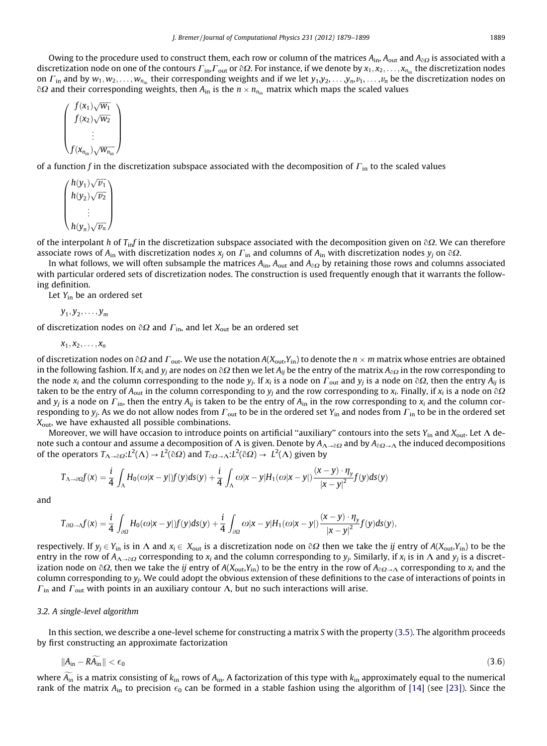Owing to the procedure used to construct them, each row or column of the matrices $A_{\text{in}}$, $A_{\text{out}}$ and $A_{\partial\Omega}$ is associated with a discretization node on one of the contours $\Gamma_{\text{in}}$, $\Gamma_{\text{out}}$ or $\partial\Omega$. For instance, if we denote by $x_1, x_2, \ldots, x_{n_{n_{\text{in}}}}$ the discretization nodes on $\Gamma_{\text{in}}$ and by $w_1, w_2, \ldots, w_{n_{n_{\text{in}}}}$ their corresponding weights and if we let $y_1, y_2, \ldots, y_n, v_1, \ldots, v_n$ be the discretization nodes on $\partial\Omega$ and their corresponding weights, then $A_{\text{in}}$ is the $n \times n_{n_{\text{in}}}$ matrix which maps the scaled values

$$
\begin{pmatrix}
f(x_1)\sqrt{w_1} \\
f(x_2)\sqrt{w_2} \\
\vdots \\
f(x_{n_{\text{in}}})\sqrt{w_{n_{\text{in}}}}
\end{pmatrix}
$$

of a function $f$ in the discretization subspace associated with the decomposition of $\Gamma_{\text{in}}$ to the scaled values

$$
\begin{pmatrix}
h(y_1)\sqrt{v_1} \\
h(y_2)\sqrt{v_2} \\
\vdots \\
h(y_n)\sqrt{v_n}
\end{pmatrix}
$$

of the interpolant $h$ of $T_{\text{in}}f$ in the discretization subspace associated with the decomposition given on $\partial\Omega$. We can therefore associate rows of $A_{\text{in}}$ with discretization nodes $x_j$ on $\Gamma_{\text{in}}$ and columns of $A_{\text{in}}$ with discretization nodes $y_j$ on $\partial\Omega$.

In what follows, we will often subsample the matrices $A_{\text{in}}$, $A_{\text{out}}$ and $A_{\partial\Omega}$ by retaining those rows and columns associated with particular ordered sets of discretization nodes. The construction is used frequently enough that it warrants the following definition.

Let $Y_{\text{in}}$ be an ordered set

$$y_1, y_2, \ldots, y_m$$

of discretization nodes on $\partial\Omega$ and $\Gamma_{\text{in}}$, and let $X_{\text{out}}$ be an ordered set

$$x_1, x_2, \ldots, x_n$$

of discretization nodes on $\partial\Omega$ and $\Gamma_{\text{out}}$. We use the notation $A(X_{\text{out}}, Y_{\text{in}})$ to denote the $n \times m$ matrix whose entries are obtained in the following fashion. If $x_i$ and $y_j$ are nodes on $\partial\Omega$ then we let $A_{ij}$ be the entry of the matrix $A_{\partial\Omega}$ in the row corresponding to the node $x_i$ and the column corresponding to the node $y_j$. If $x_i$ is a node on $\Gamma_{\text{out}}$ and $y_j$ is a node on $\partial\Omega$, then the entry $A_{ij}$ is taken to be the entry of $A_{\text{out}}$ in the column corresponding to $y_j$ and the row corresponding to $x_i$. Finally, if $x_i$ is a node on $\partial\Omega$ and $y_j$ is a node on $\Gamma_{\text{in}}$, then the entry $A_{ij}$ is taken to be the entry of $A_{\text{in}}$ in the row corresponding to $x_i$ and the column corresponding to $y_j$. As we do not allow nodes from $\Gamma_{\text{out}}$ to be in the ordered set $Y_{\text{in}}$ and nodes from $\Gamma_{\text{in}}$ to be in the ordered set $X_{\text{out}}$, we have exhausted all possible combinations.

Moreover, we will have occasion to introduce points on artificial "auxiliary" contours into the sets $Y_{\text{in}}$ and $X_{\text{out}}$. Let $\Lambda$ denote such a contour and assume a decomposition of $\Lambda$ is given. Denote by $A_{\Lambda\to\partial\Omega}$ and by $A_{\partial\Omega\to\Lambda}$ the induced decompositions of the operators $T_{\Lambda\to\partial\Omega}: L^2(\Lambda) \to L^2(\partial\Omega)$ and $T_{\partial\Omega\to\Lambda}: L^2(\partial\Omega) \to L^2(\Lambda)$ given by

$$
T_{\Lambda\to\partial\Omega}f(x) = \frac{i}{4}\int_{\Lambda} H_0(\omega|x-y|)f(y)ds(y) + \frac{i}{4}\int_{\Lambda} \omega|x-y|H_1(\omega|x-y|)\frac{(x-y)\cdot\eta_y}{|x-y|^2}f(y)ds(y)
$$

and

$$
T_{\partial\Omega\to\Lambda}f(x) = \frac{i}{4}\int_{\partial\Omega} H_0(\omega|x-y|)f(y)ds(y) + \frac{i}{4}\int_{\partial\Omega} \omega|x-y|H_1(\omega|x-y|)\frac{(x-y)\cdot\eta_y}{|x-y|^2}f(y)ds(y),
$$

respectively. If $y_j \in Y_{\text{in}}$ is in $\Lambda$ and $x_i \in X_{\text{out}}$ is a discretization node on $\partial\Omega$ then we take the $ij$ entry of $A(X_{\text{out}}, Y_{\text{in}})$ to be the entry in the row of $A_{\Lambda\to\partial\Omega}$ corresponding to $x_i$ and the column corresponding to $y_j$. Similarly, if $x_i$ is in $\Lambda$ and $y_j$ is a discretization node on $\partial\Omega$, then we take the $ij$ entry of $A(X_{\text{out}}, Y_{\text{in}})$ to be the entry in the row of $A_{\partial\Omega\to\Lambda}$ corresponding to $x_i$ and the column corresponding to $y_j$. We could adopt the obvious extension of these definitions to the case of interactions of points in $\Gamma_{\text{in}}$ and $\Gamma_{\text{out}}$ with points in an auxiliary contour $\Lambda$, but no such interactions will arise.

### 3.2. A single-level algorithm

In this section, we describe a one-level scheme for constructing a matrix $S$ with the property (3.5). The algorithm proceeds by first constructing an approximate factorization

$$
\|A_{\text{in}} - R\widetilde{A_{\text{in}}}\| < \epsilon_0 \tag{3.6}
$$

where $\widetilde{A_{\text{in}}}$ is a matrix consisting of $k_{\text{in}}$ rows of $A_{\text{in}}$. A factorization of this type with $k_{\text{in}}$ approximately equal to the numerical rank of the matrix $A_{\text{in}}$ to precision $\epsilon_0$ can be formed in a stable fashion using the algorithm of [14] (see [23]). Since the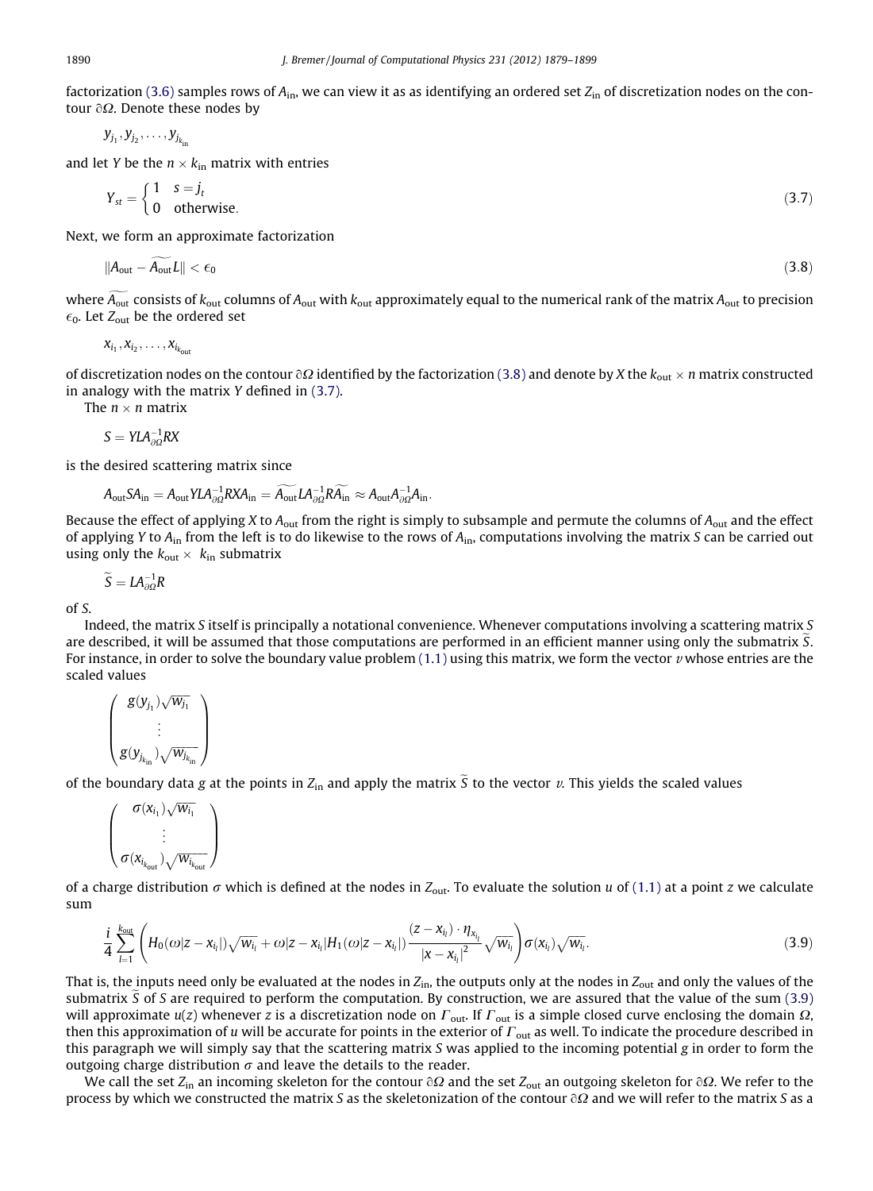factorization (3.6) samples rows of $A_{\text{in}}$, we can view it as as identifying an ordered set $Z_{\text{in}}$ of discretization nodes on the contour $\partial\Omega$. Denote these nodes by

$$y_{j_1}, y_{j_2}, \ldots, y_{j_{k_{\text{in}}}}$$

and let $Y$ be the $n \times k_{\text{in}}$ matrix with entries

$$Y_{st} = \begin{cases} 1 & s = j_t \\ 0 & \text{otherwise}. \end{cases} \tag{3.7}$$

Next, we form an approximate factorization

$$\|A_{\text{out}} - \widetilde{A_{\text{out}}} L\| < \epsilon_0 \tag{3.8}$$

where $\widetilde{A_{\text{out}}}$ consists of $k_{\text{out}}$ columns of $A_{\text{out}}$ with $k_{\text{out}}$ approximately equal to the numerical rank of the matrix $A_{\text{out}}$ to precision $\epsilon_0$. Let $Z_{\text{out}}$ be the ordered set

$$x_{i_1}, x_{i_2}, \ldots, x_{i_{k_{\text{out}}}}$$

of discretization nodes on the contour $\partial\Omega$ identified by the factorization (3.8) and denote by $X$ the $k_{\text{out}} \times n$ matrix constructed in analogy with the matrix $Y$ defined in (3.7).

The $n \times n$ matrix

$$S = YLA_{\partial\Omega}^{-1}RX$$

is the desired scattering matrix since

$$A_{\text{out}} S A_{\text{in}} = A_{\text{out}} Y L A_{\partial\Omega}^{-1} R X A_{\text{in}} = \widetilde{A_{\text{out}}} L A_{\partial\Omega}^{-1} R \widetilde{A_{\text{in}}} \approx A_{\text{out}} A_{\partial\Omega}^{-1} A_{\text{in}}.$$

Because the effect of applying $X$ to $A_{\text{out}}$ from the right is simply to subsample and permute the columns of $A_{\text{out}}$ and the effect of applying $Y$ to $A_{\text{in}}$ from the left is to do likewise to the rows of $A_{\text{in}}$, computations involving the matrix $S$ can be carried out using only the $k_{\text{out}} \times k_{\text{in}}$ submatrix

$$\widetilde{S} = LA_{\partial\Omega}^{-1}R$$

of $S$.

Indeed, the matrix $S$ itself is principally a notational convenience. Whenever computations involving a scattering matrix $S$ are described, it will be assumed that those computations are performed in an efficient manner using only the submatrix $\widetilde{S}$. For instance, in order to solve the boundary value problem (1.1) using this matrix, we form the vector $v$ whose entries are the scaled values

$$\begin{pmatrix} g(y_{j_1})\sqrt{w_{j_1}} \\ \vdots \\ g(y_{j_{k_{\text{in}}}})\sqrt{w_{j_{k_{\text{in}}}}} \end{pmatrix}$$

of the boundary data $g$ at the points in $Z_{\text{in}}$ and apply the matrix $\widetilde{S}$ to the vector $v$. This yields the scaled values

$$\begin{pmatrix} \sigma(x_{i_1})\sqrt{w_{i_1}} \\ \vdots \\ \sigma(x_{i_{k_{\text{out}}}})\sqrt{w_{i_{k_{\text{out}}}}} \end{pmatrix}$$

of a charge distribution $\sigma$ which is defined at the nodes in $Z_{\text{out}}$. To evaluate the solution $u$ of (1.1) at a point $z$ we calculate sum

$$\frac{i}{4}\sum_{l=1}^{k_{\text{out}}} \left( H_0(\omega|z - x_{i_l}|)\sqrt{w_{i_l}} + \omega|z - x_{i_l}| H_1(\omega|z - x_{i_l}|) \frac{(z - x_{i_l}) \cdot \eta_{x_{i_l}}}{|x - x_{i_l}|^2}\sqrt{w_{i_l}} \right) \sigma(x_{i_l})\sqrt{w_{i_l}}. \tag{3.9}$$

That is, the inputs need only be evaluated at the nodes in $Z_{\text{in}}$, the outputs only at the nodes in $Z_{\text{out}}$ and only the values of the submatrix $\widetilde{S}$ of $S$ are required to perform the computation. By construction, we are assured that the value of the sum (3.9) will approximate $u(z)$ whenever $z$ is a discretization node on $\Gamma_{\text{out}}$. If $\Gamma_{\text{out}}$ is a simple closed curve enclosing the domain $\Omega$, then this approximation of $u$ will be accurate for points in the exterior of $\Gamma_{\text{out}}$ as well. To indicate the procedure described in this paragraph we will simply say that the scattering matrix $S$ was applied to the incoming potential $g$ in order to form the outgoing charge distribution $\sigma$ and leave the details to the reader.

We call the set $Z_{\text{in}}$ an incoming skeleton for the contour $\partial\Omega$ and the set $Z_{\text{out}}$ an outgoing skeleton for $\partial\Omega$. We refer to the process by which we constructed the matrix $S$ as the skeletonization of the contour $\partial\Omega$ and we will refer to the matrix $S$ as a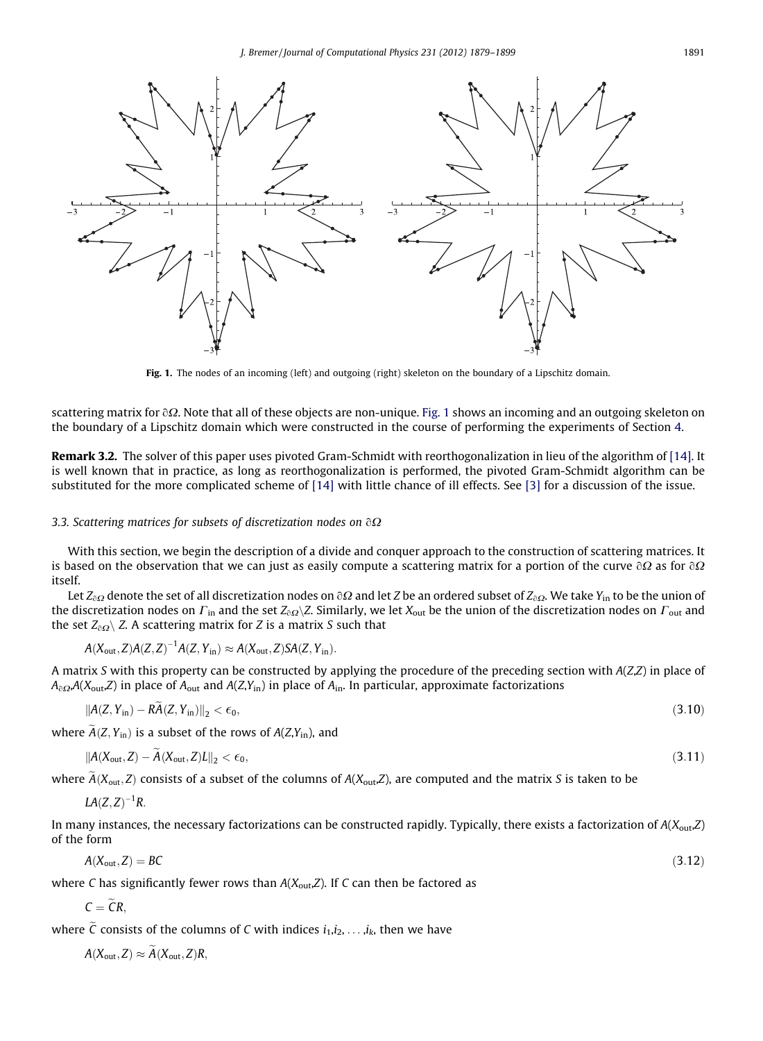Fig. 1. The nodes of an incoming (left) and outgoing (right) skeleton on the boundary of a Lipschitz domain.

scattering matrix for $\partial\Omega$. Note that all of these objects are non-unique. Fig. 1 shows an incoming and an outgoing skeleton on the boundary of a Lipschitz domain which were constructed in the course of performing the experiments of Section 4.

**Remark 3.2.** The solver of this paper uses pivoted Gram-Schmidt with reorthogonalization in lieu of the algorithm of [14]. It is well known that in practice, as long as reorthogonalization is performed, the pivoted Gram-Schmidt algorithm can be substituted for the more complicated scheme of [14] with little chance of ill effects. See [3] for a discussion of the issue.

### 3.3. Scattering matrices for subsets of discretization nodes on $\partial\Omega$

With this section, we begin the description of a divide and conquer approach to the construction of scattering matrices. It is based on the observation that we can just as easily compute a scattering matrix for a portion of the curve $\partial\Omega$ as for $\partial\Omega$ itself.

Let $Z_{\partial\Omega}$ denote the set of all discretization nodes on $\partial\Omega$ and let $Z$ be an ordered subset of $Z_{\partial\Omega}$. We take $Y_{\text{in}}$ to be the union of the discretization nodes on $\Gamma_{\text{in}}$ and the set $Z_{\partial\Omega}\backslash Z$. Similarly, we let $X_{\text{out}}$ be the union of the discretization nodes on $\Gamma_{\text{out}}$ and the set $Z_{\partial\Omega}\backslash Z$. A scattering matrix for $Z$ is a matrix $S$ such that

$$A(X_{\text{out}}, Z)A(Z, Z)^{-1}A(Z, Y_{\text{in}}) \approx A(X_{\text{out}}, Z)SA(Z, Y_{\text{in}}).$$

A matrix $S$ with this property can be constructed by applying the procedure of the preceding section with $A(Z,Z)$ in place of $A_{\partial\Omega}$, $A(X_{\text{out}},Z)$ in place of $A_{\text{out}}$ and $A(Z,Y_{\text{in}})$ in place of $A_{\text{in}}$. In particular, approximate factorizations

$$\|A(Z, Y_{\text{in}}) - R\widetilde{A}(Z, Y_{\text{in}})\|_2 < \epsilon_0, \tag{3.10}$$

where $\widetilde{A}(Z, Y_{\text{in}})$ is a subset of the rows of $A(Z,Y_{\text{in}})$, and

$$\|A(X_{\text{out}}, Z) - \widetilde{A}(X_{\text{out}}, Z)L\|_2 < \epsilon_0, \tag{3.11}$$

where $\widetilde{A}(X_{\text{out}}, Z)$ consists of a subset of the columns of $A(X_{\text{out}},Z)$, are computed and the matrix $S$ is taken to be

$$LA(Z, Z)^{-1}R.$$

In many instances, the necessary factorizations can be constructed rapidly. Typically, there exists a factorization of $A(X_{\text{out}},Z)$ of the form

$$A(X_{\text{out}}, Z) = BC \tag{3.12}$$

where $C$ has significantly fewer rows than $A(X_{\text{out}},Z)$. If $C$ can then be factored as

$$C = \widetilde{C}R,$$

where $\widetilde{C}$ consists of the columns of $C$ with indices $i_1, i_2, \ldots, i_k$, then we have

$$A(X_{\text{out}}, Z) \approx \widetilde{A}(X_{\text{out}}, Z)R,$$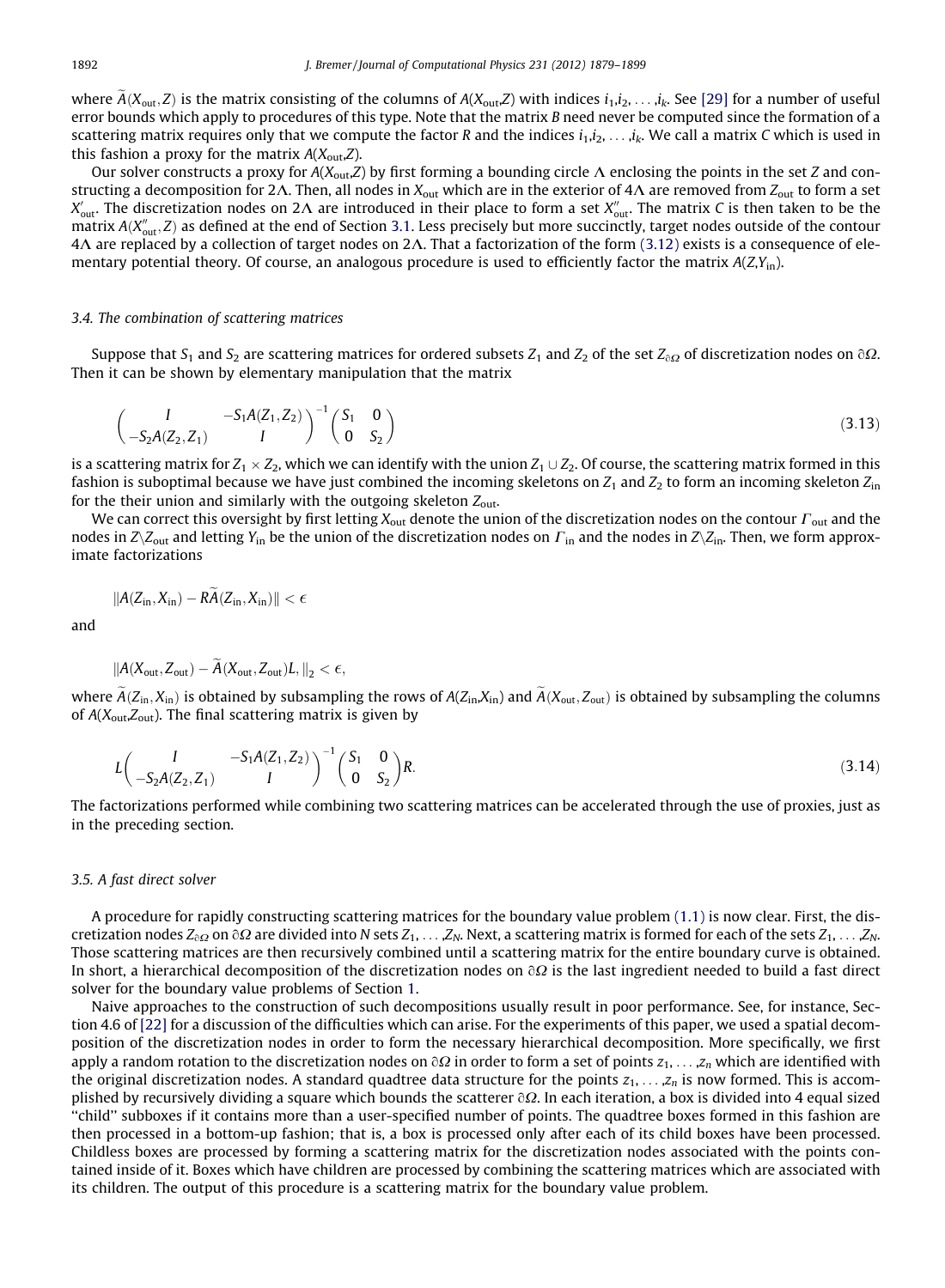where $\widetilde{A}(X_{\text{out}}, Z)$ is the matrix consisting of the columns of $A(X_{\text{out}}, Z)$ with indices $i_1, i_2, \ldots, i_k$. See [29] for a number of useful error bounds which apply to procedures of this type. Note that the matrix $B$ need never be computed since the formation of a scattering matrix requires only that we compute the factor $R$ and the indices $i_1, i_2, \ldots, i_k$. We call a matrix $C$ which is used in this fashion a proxy for the matrix $A(X_{\text{out}}, Z)$.

Our solver constructs a proxy for $A(X_{\text{out}}, Z)$ by first forming a bounding circle $\Lambda$ enclosing the points in the set $Z$ and constructing a decomposition for $2\Lambda$. Then, all nodes in $X_{\text{out}}$ which are in the exterior of $4\Lambda$ are removed from $Z_{\text{out}}$ to form a set $X'_{\text{out}}$. The discretization nodes on $2\Lambda$ are introduced in their place to form a set $X''_{\text{out}}$. The matrix $C$ is then taken to be the matrix $A(X''_{\text{out}}, Z)$ as defined at the end of Section 3.1. Less precisely but more succinctly, target nodes outside of the contour $4\Lambda$ are replaced by a collection of target nodes on $2\Lambda$. That a factorization of the form (3.12) exists is a consequence of elementary potential theory. Of course, an analogous procedure is used to efficiently factor the matrix $A(Z, Y_{\text{in}})$.

### 3.4. The combination of scattering matrices

Suppose that $S_1$ and $S_2$ are scattering matrices for ordered subsets $Z_1$ and $Z_2$ of the set $Z_{\partial\Omega}$ of discretization nodes on $\partial\Omega$. Then it can be shown by elementary manipulation that the matrix

$$\begin{pmatrix} I & -S_1 A(Z_1, Z_2) \\ -S_2 A(Z_2, Z_1) & I \end{pmatrix}^{-1} \begin{pmatrix} S_1 & 0 \\ 0 & S_2 \end{pmatrix} \tag{3.13}$$

is a scattering matrix for $Z_1 \times Z_2$, which we can identify with the union $Z_1 \cup Z_2$. Of course, the scattering matrix formed in this fashion is suboptimal because we have just combined the incoming skeletons on $Z_1$ and $Z_2$ to form an incoming skeleton $Z_{\text{in}}$ for the their union and similarly with the outgoing skeleton $Z_{\text{out}}$.

We can correct this oversight by first letting $X_{\text{out}}$ denote the union of the discretization nodes on the contour $\Gamma_{\text{out}}$ and the nodes in $Z \backslash Z_{\text{out}}$ and letting $Y_{\text{in}}$ be the union of the discretization nodes on $\Gamma_{\text{in}}$ and the nodes in $Z \backslash Z_{\text{in}}$. Then, we form approximate factorizations

$$\|A(Z_{\text{in}}, X_{\text{in}}) - R\widetilde{A}(Z_{\text{in}}, X_{\text{in}})\| < \epsilon$$

and

$$\|A(X_{\text{out}}, Z_{\text{out}}) - \widetilde{A}(X_{\text{out}}, Z_{\text{out}})L, \|_2 < \epsilon,$$

where $\widetilde{A}(Z_{\text{in}}, X_{\text{in}})$ is obtained by subsampling the rows of $A(Z_{\text{in}}, X_{\text{in}})$ and $\widetilde{A}(X_{\text{out}}, Z_{\text{out}})$ is obtained by subsampling the columns of $A(X_{\text{out}}, Z_{\text{out}})$. The final scattering matrix is given by

$$L \begin{pmatrix} I & -S_1 A(Z_1, Z_2) \\ -S_2 A(Z_2, Z_1) & I \end{pmatrix}^{-1} \begin{pmatrix} S_1 & 0 \\ 0 & S_2 \end{pmatrix} R. \tag{3.14}$$

The factorizations performed while combining two scattering matrices can be accelerated through the use of proxies, just as in the preceding section.

### 3.5. A fast direct solver

A procedure for rapidly constructing scattering matrices for the boundary value problem (1.1) is now clear. First, the discretization nodes $Z_{\partial\Omega}$ on $\partial\Omega$ are divided into $N$ sets $Z_1, \ldots, Z_N$. Next, a scattering matrix is formed for each of the sets $Z_1, \ldots, Z_N$. Those scattering matrices are then recursively combined until a scattering matrix for the entire boundary curve is obtained. In short, a hierarchical decomposition of the discretization nodes on $\partial\Omega$ is the last ingredient needed to build a fast direct solver for the boundary value problems of Section 1.

Naive approaches to the construction of such decompositions usually result in poor performance. See, for instance, Section 4.6 of [22] for a discussion of the difficulties which can arise. For the experiments of this paper, we used a spatial decomposition of the discretization nodes in order to form the necessary hierarchical decomposition. More specifically, we first apply a random rotation to the discretization nodes on $\partial\Omega$ in order to form a set of points $z_1, \ldots, z_n$ which are identified with the original discretization nodes. A standard quadtree data structure for the points $z_1, \ldots, z_n$ is now formed. This is accomplished by recursively dividing a square which bounds the scatterer $\partial\Omega$. In each iteration, a box is divided into 4 equal sized "child" subboxes if it contains more than a user-specified number of points. The quadtree boxes formed in this fashion are then processed in a bottom-up fashion; that is, a box is processed only after each of its child boxes have been processed. Childless boxes are processed by forming a scattering matrix for the discretization nodes associated with the points contained inside of it. Boxes which have children are processed by combining the scattering matrices which are associated with its children. The output of this procedure is a scattering matrix for the boundary value problem.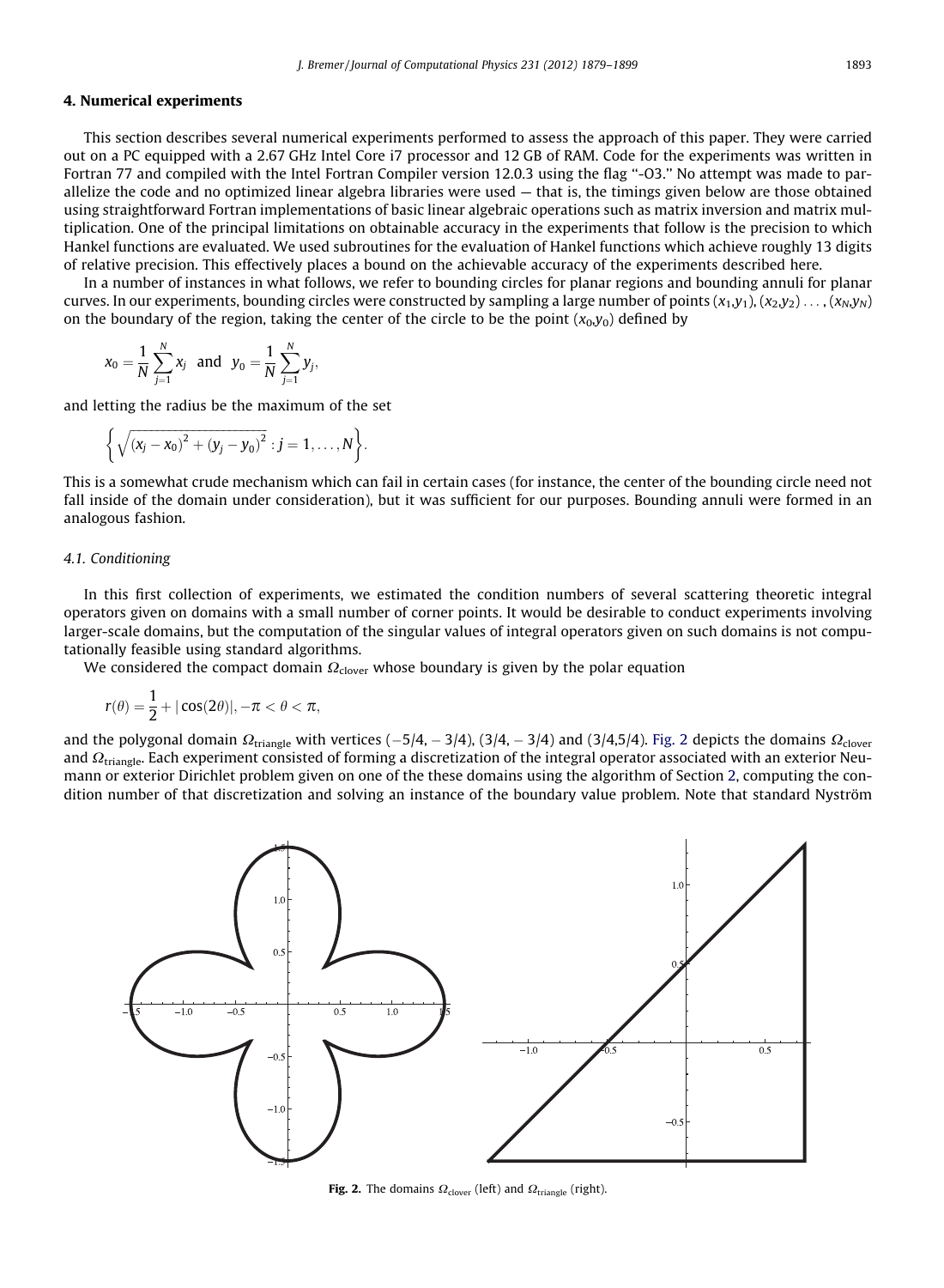## 4. Numerical experiments

This section describes several numerical experiments performed to assess the approach of this paper. They were carried out on a PC equipped with a 2.67 GHz Intel Core i7 processor and 12 GB of RAM. Code for the experiments was written in Fortran 77 and compiled with the Intel Fortran Compiler version 12.0.3 using the flag "-O3." No attempt was made to parallelize the code and no optimized linear algebra libraries were used — that is, the timings given below are those obtained using straightforward Fortran implementations of basic linear algebraic operations such as matrix inversion and matrix multiplication. One of the principal limitations on obtainable accuracy in the experiments that follow is the precision to which Hankel functions are evaluated. We used subroutines for the evaluation of Hankel functions which achieve roughly 13 digits of relative precision. This effectively places a bound on the achievable accuracy of the experiments described here.

In a number of instances in what follows, we refer to bounding circles for planar regions and bounding annuli for planar curves. In our experiments, bounding circles were constructed by sampling a large number of points $(x_1,y_1),(x_2,y_2)\ldots,(x_N,y_N)$ on the boundary of the region, taking the center of the circle to be the point $(x_0,y_0)$ defined by

$$x_0 = \frac{1}{N}\sum_{j=1}^{N} x_j \quad \text{and} \quad y_0 = \frac{1}{N}\sum_{j=1}^{N} y_j,$$

and letting the radius be the maximum of the set

$$\left\{ \sqrt{(x_j - x_0)^2 + (y_j - y_0)^2} : j = 1,\ldots,N \right\}.$$

This is a somewhat crude mechanism which can fail in certain cases (for instance, the center of the bounding circle need not fall inside of the domain under consideration), but it was sufficient for our purposes. Bounding annuli were formed in an analogous fashion.

### 4.1. Conditioning

In this first collection of experiments, we estimated the condition numbers of several scattering theoretic integral operators given on domains with a small number of corner points. It would be desirable to conduct experiments involving larger-scale domains, but the computation of the singular values of integral operators given on such domains is not computationally feasible using standard algorithms.

We considered the compact domain $\Omega_{\text{clover}}$ whose boundary is given by the polar equation

$$r(\theta) = \frac{1}{2} + |\cos(2\theta)|, -\pi < \theta < \pi,$$

and the polygonal domain $\Omega_{\text{triangle}}$ with vertices $(-5/4,-3/4)$, $(3/4,-3/4)$ and $(3/4,5/4)$. Fig. 2 depicts the domains $\Omega_{\text{clover}}$ and $\Omega_{\text{triangle}}$. Each experiment consisted of forming a discretization of the integral operator associated with an exterior Neumann or exterior Dirichlet problem given on one of the these domains using the algorithm of Section 2, computing the condition number of that discretization and solving an instance of the boundary value problem. Note that standard Nyström

**Fig. 2.** The domains $\Omega_{\text{clover}}$ (left) and $\Omega_{\text{triangle}}$ (right).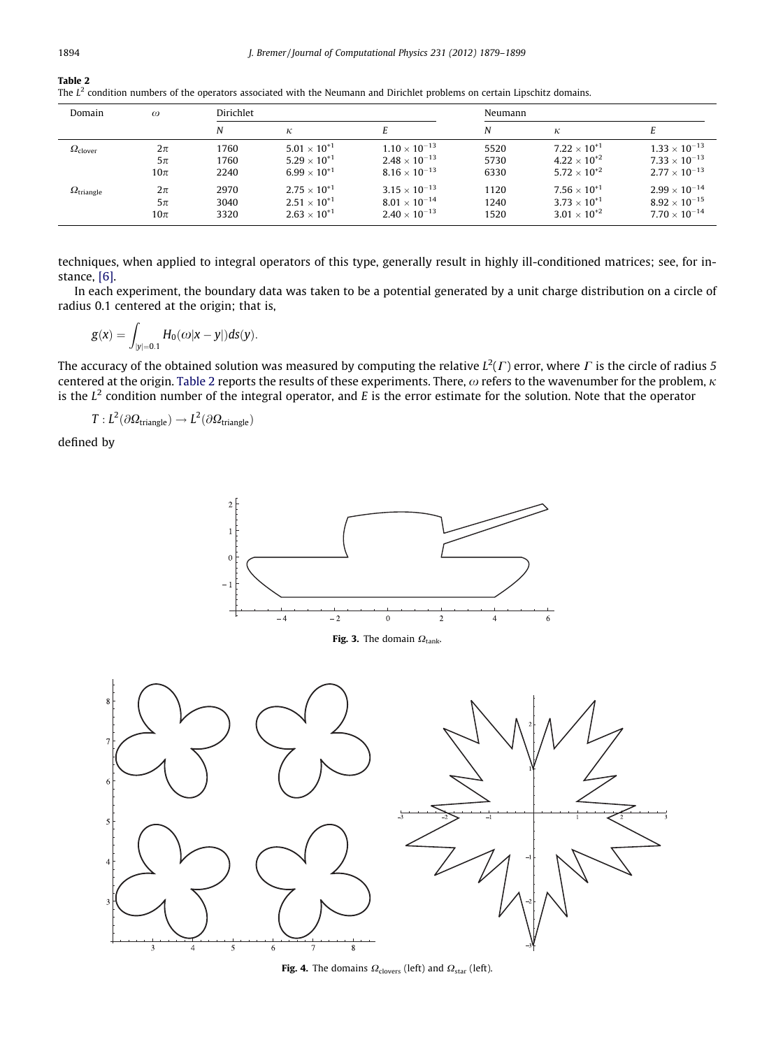**Table 2**
The $L^2$ condition numbers of the operators associated with the Neumann and Dirichlet problems on certain Lipschitz domains.

| Domain | $\omega$ | Dirichlet | | | Neumann | | |
|---|---|---|---|---|---|---|---|
| | | $N$ | $\kappa$ | $E$ | $N$ | $\kappa$ | $E$ |
| $\Omega_{\text{clover}}$ | $2\pi$ | 1760 | $5.01 \times 10^{+1}$ | $1.10 \times 10^{-13}$ | 5520 | $7.22 \times 10^{+1}$ | $1.33 \times 10^{-13}$ |
| | $5\pi$ | 1760 | $5.29 \times 10^{+1}$ | $2.48 \times 10^{-13}$ | 5730 | $4.22 \times 10^{+2}$ | $7.33 \times 10^{-13}$ |
| | $10\pi$ | 2240 | $6.99 \times 10^{+1}$ | $8.16 \times 10^{-13}$ | 6330 | $5.72 \times 10^{+2}$ | $2.77 \times 10^{-13}$ |
| $\Omega_{\text{triangle}}$ | $2\pi$ | 2970 | $2.75 \times 10^{+1}$ | $3.15 \times 10^{-13}$ | 1120 | $7.56 \times 10^{+1}$ | $2.99 \times 10^{-14}$ |
| | $5\pi$ | 3040 | $2.51 \times 10^{+1}$ | $8.01 \times 10^{-14}$ | 1240 | $3.73 \times 10^{+1}$ | $8.92 \times 10^{-15}$ |
| | $10\pi$ | 3320 | $2.63 \times 10^{+1}$ | $2.40 \times 10^{-13}$ | 1520 | $3.01 \times 10^{+2}$ | $7.70 \times 10^{-14}$ |

techniques, when applied to integral operators of this type, generally result in highly ill-conditioned matrices; see, for instance, [6].

In each experiment, the boundary data was taken to be a potential generated by a unit charge distribution on a circle of radius 0.1 centered at the origin; that is,

$$g(x) = \int_{|y|=0.1} H_0(\omega|x-y|)ds(y).$$

The accuracy of the obtained solution was measured by computing the relative $L^2(\Gamma)$ error, where $\Gamma$ is the circle of radius 5 centered at the origin. Table 2 reports the results of these experiments. There, $\omega$ refers to the wavenumber for the problem, $\kappa$ is the $L^2$ condition number of the integral operator, and $E$ is the error estimate for the solution. Note that the operator

$$T : L^2(\partial\Omega_{\text{triangle}}) \to L^2(\partial\Omega_{\text{triangle}})$$

defined by

**Fig. 3.** The domain $\Omega_{\text{tank}}$.

**Fig. 4.** The domains $\Omega_{\text{clovers}}$ (left) and $\Omega_{\text{star}}$ (left).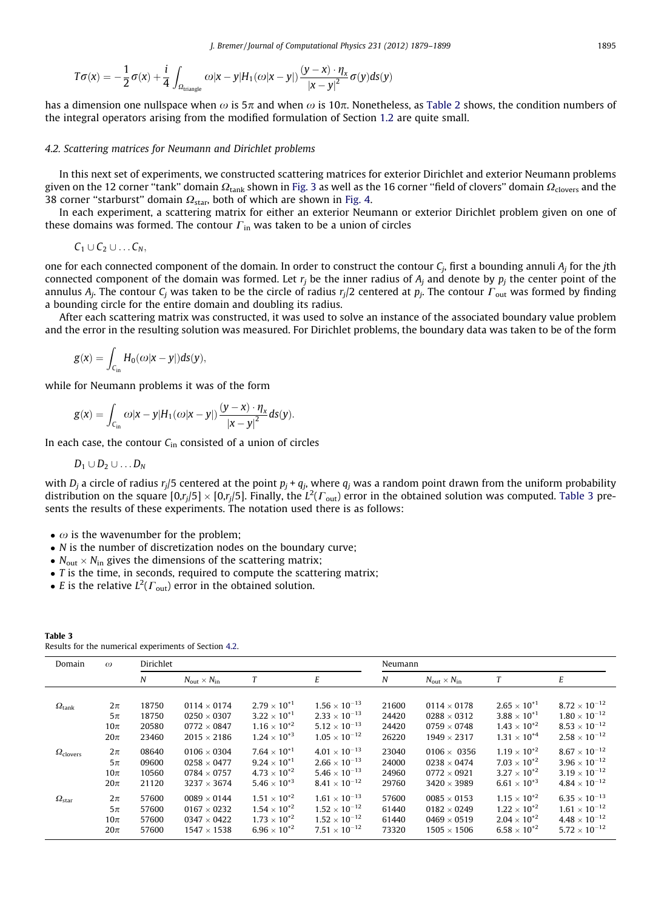$$T\sigma(x) = -\frac{1}{2}\sigma(x) + \frac{i}{4}\int_{\Omega_{\text{triangle}}} \omega|x-y|H_1(\omega|x-y|)\frac{(y-x)\cdot\eta_x}{|x-y|^2}\sigma(y)ds(y)$$

has a dimension one nullspace when $\omega$ is $5\pi$ and when $\omega$ is $10\pi$. Nonetheless, as Table 2 shows, the condition numbers of the integral operators arising from the modified formulation of Section 1.2 are quite small.

## 4.2. Scattering matrices for Neumann and Dirichlet problems

In this next set of experiments, we constructed scattering matrices for exterior Dirichlet and exterior Neumann problems given on the 12 corner "tank" domain $\Omega_{\text{tank}}$ shown in Fig. 3 as well as the 16 corner "field of clovers" domain $\Omega_{\text{clovers}}$ and the 38 corner "starburst" domain $\Omega_{\text{star}}$, both of which are shown in Fig. 4.

In each experiment, a scattering matrix for either an exterior Neumann or exterior Dirichlet problem given on one of these domains was formed. The contour $\Gamma_{\text{in}}$ was taken to be a union of circles

$$C_1 \cup C_2 \cup \ldots C_N,$$

one for each connected component of the domain. In order to construct the contour $C_j$, first a bounding annuli $A_j$ for the $j$th connected component of the domain was formed. Let $r_j$ be the inner radius of $A_j$ and denote by $p_j$ the center point of the annulus $A_j$. The contour $C_j$ was taken to be the circle of radius $r_j/2$ centered at $p_j$. The contour $\Gamma_{\text{out}}$ was formed by finding a bounding circle for the entire domain and doubling its radius.

After each scattering matrix was constructed, it was used to solve an instance of the associated boundary value problem and the error in the resulting solution was measured. For Dirichlet problems, the boundary data was taken to be of the form

$$g(x) = \int_{C_{\text{in}}} H_0(\omega|x-y|)ds(y),$$

while for Neumann problems it was of the form

$$g(x) = \int_{C_{\text{in}}} \omega|x-y|H_1(\omega|x-y|)\frac{(y-x)\cdot\eta_x}{|x-y|^2}ds(y).$$

In each case, the contour $C_{\text{in}}$ consisted of a union of circles

$$D_1 \cup D_2 \cup \ldots D_N$$

with $D_j$ a circle of radius $r_j/5$ centered at the point $p_j + q_j$, where $q_j$ was a random point drawn from the uniform probability distribution on the square $[0,r_j/5] \times [0,r_j/5]$. Finally, the $L^2(\Gamma_{\text{out}})$ error in the obtained solution was computed. Table 3 presents the results of these experiments. The notation used there is as follows:

- $\omega$ is the wavenumber for the problem;
- $N$ is the number of discretization nodes on the boundary curve;
- $N_{\text{out}} \times N_{\text{in}}$ gives the dimensions of the scattering matrix;
- $T$ is the time, in seconds, required to compute the scattering matrix;
- $E$ is the relative $L^2(\Gamma_{\text{out}})$ error in the obtained solution.

**Table 3**
Results for the numerical experiments of Section 4.2.

| Domain | $\omega$ | Dirichlet | | | | Neumann | | | |
|---|---|---|---|---|---|---|---|---|---|
| | | $N$ | $N_{\text{out}} \times N_{\text{in}}$ | $T$ | $E$ | $N$ | $N_{\text{out}} \times N_{\text{in}}$ | $T$ | $E$ |
| $\Omega_{\text{tank}}$ | $2\pi$ | 18750 | $0114 \times 0174$ | $2.79 \times 10^{+1}$ | $1.56 \times 10^{-13}$ | 21600 | $0114 \times 0178$ | $2.65 \times 10^{+1}$ | $8.72 \times 10^{-12}$ |
| | $5\pi$ | 18750 | $0250 \times 0307$ | $3.22 \times 10^{+1}$ | $2.33 \times 10^{-13}$ | 24420 | $0288 \times 0312$ | $3.88 \times 10^{+1}$ | $1.80 \times 10^{-12}$ |
| | $10\pi$ | 20580 | $0772 \times 0847$ | $1.16 \times 10^{+2}$ | $5.12 \times 10^{-13}$ | 24420 | $0759 \times 0748$ | $1.43 \times 10^{+2}$ | $8.53 \times 10^{-12}$ |
| | $20\pi$ | 23460 | $2015 \times 2186$ | $1.24 \times 10^{+3}$ | $1.05 \times 10^{-12}$ | 26220 | $1949 \times 2317$ | $1.31 \times 10^{+4}$ | $2.58 \times 10^{-12}$ |
| $\Omega_{\text{clovers}}$ | $2\pi$ | 08640 | $0106 \times 0304$ | $7.64 \times 10^{+1}$ | $4.01 \times 10^{-13}$ | 23040 | $0106 \times 0356$ | $1.19 \times 10^{+2}$ | $8.67 \times 10^{-12}$ |
| | $5\pi$ | 09600 | $0258 \times 0477$ | $9.24 \times 10^{+1}$ | $2.66 \times 10^{-13}$ | 24000 | $0238 \times 0474$ | $7.03 \times 10^{+2}$ | $3.96 \times 10^{-12}$ |
| | $10\pi$ | 10560 | $0784 \times 0757$ | $4.73 \times 10^{+2}$ | $5.46 \times 10^{-13}$ | 24960 | $0772 \times 0921$ | $3.27 \times 10^{+2}$ | $3.19 \times 10^{-12}$ |
| | $20\pi$ | 21120 | $3237 \times 3674$ | $5.46 \times 10^{+3}$ | $8.41 \times 10^{-12}$ | 29760 | $3420 \times 3989$ | $6.61 \times 10^{+3}$ | $4.84 \times 10^{-12}$ |
| $\Omega_{\text{star}}$ | $2\pi$ | 57600 | $0089 \times 0144$ | $1.51 \times 10^{+2}$ | $1.61 \times 10^{-13}$ | 57600 | $0085 \times 0153$ | $1.15 \times 10^{+2}$ | $6.35 \times 10^{-13}$ |
| | $5\pi$ | 57600 | $0167 \times 0232$ | $1.54 \times 10^{+2}$ | $1.52 \times 10^{-12}$ | 61440 | $0182 \times 0249$ | $1.22 \times 10^{+2}$ | $1.61 \times 10^{-12}$ |
| | $10\pi$ | 57600 | $0347 \times 0422$ | $1.73 \times 10^{+2}$ | $1.52 \times 10^{-12}$ | 61440 | $0469 \times 0519$ | $2.04 \times 10^{+2}$ | $4.48 \times 10^{-12}$ |
| | $20\pi$ | 57600 | $1547 \times 1538$ | $6.96 \times 10^{+2}$ | $7.51 \times 10^{-12}$ | 73320 | $1505 \times 1506$ | $6.58 \times 10^{+2}$ | $5.72 \times 10^{-12}$ |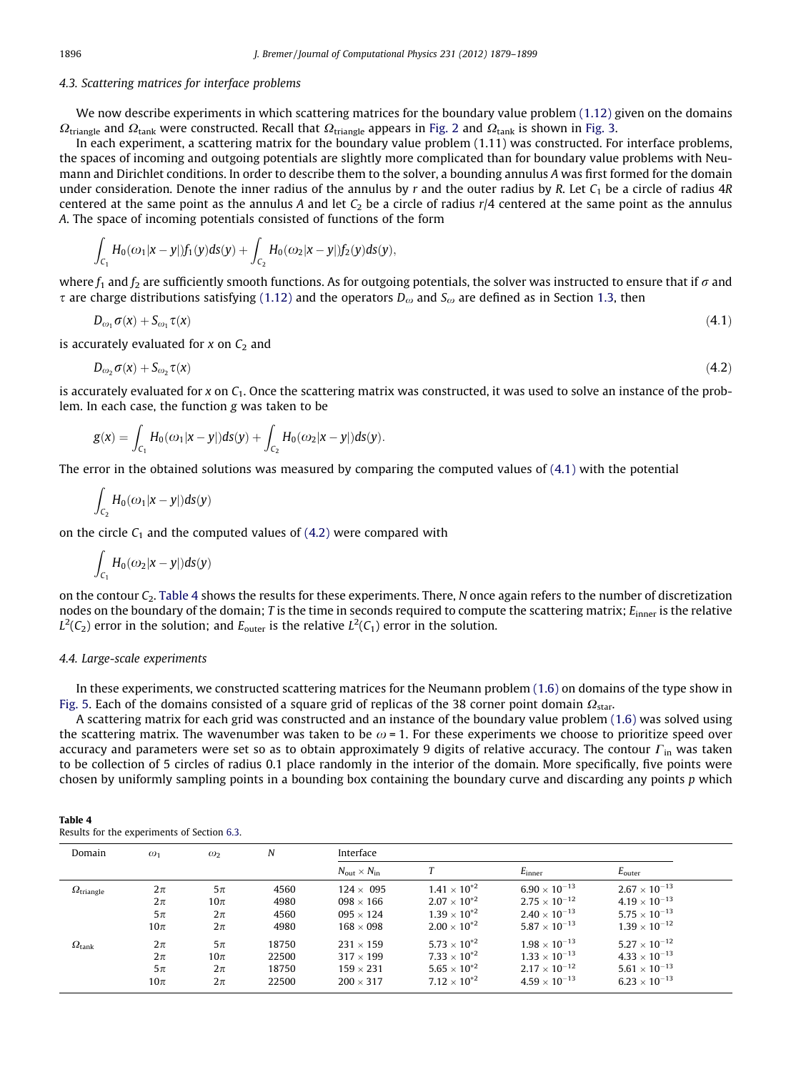### 4.3. Scattering matrices for interface problems

We now describe experiments in which scattering matrices for the boundary value problem (1.12) given on the domains $\Omega_{\text{triangle}}$ and $\Omega_{\text{tank}}$ were constructed. Recall that $\Omega_{\text{triangle}}$ appears in Fig. 2 and $\Omega_{\text{tank}}$ is shown in Fig. 3.

In each experiment, a scattering matrix for the boundary value problem (1.11) was constructed. For interface problems, the spaces of incoming and outgoing potentials are slightly more complicated than for boundary value problems with Neumann and Dirichlet conditions. In order to describe them to the solver, a bounding annulus $A$ was first formed for the domain under consideration. Denote the inner radius of the annulus by $r$ and the outer radius by $R$. Let $C_1$ be a circle of radius $4R$ centered at the same point as the annulus $A$ and let $C_2$ be a circle of radius $r/4$ centered at the same point as the annulus $A$. The space of incoming potentials consisted of functions of the form

$$\int_{C_1} H_0(\omega_1|x-y|)f_1(y)ds(y) + \int_{C_2} H_0(\omega_2|x-y|)f_2(y)ds(y),$$

where $f_1$ and $f_2$ are sufficiently smooth functions. As for outgoing potentials, the solver was instructed to ensure that if $\sigma$ and $\tau$ are charge distributions satisfying (1.12) and the operators $D_\omega$ and $S_\omega$ are defined as in Section 1.3, then

$$D_{\omega_1}\sigma(x) + S_{\omega_1}\tau(x) \tag{4.1}$$

is accurately evaluated for $x$ on $C_2$ and

$$D_{\omega_2}\sigma(x) + S_{\omega_2}\tau(x) \tag{4.2}$$

is accurately evaluated for $x$ on $C_1$. Once the scattering matrix was constructed, it was used to solve an instance of the problem. In each case, the function $g$ was taken to be

$$g(x) = \int_{C_1} H_0(\omega_1|x-y|)ds(y) + \int_{C_2} H_0(\omega_2|x-y|)ds(y).$$

The error in the obtained solutions was measured by comparing the computed values of (4.1) with the potential

$$\int_{C_2} H_0(\omega_1|x-y|)ds(y)$$

on the circle $C_1$ and the computed values of (4.2) were compared with

$$\int_{C_1} H_0(\omega_2|x-y|)ds(y)$$

on the contour $C_2$. Table 4 shows the results for these experiments. There, $N$ once again refers to the number of discretization nodes on the boundary of the domain; $T$ is the time in seconds required to compute the scattering matrix; $E_{\text{inner}}$ is the relative $L^2(C_2)$ error in the solution; and $E_{\text{outer}}$ is the relative $L^2(C_1)$ error in the solution.

### 4.4. Large-scale experiments

In these experiments, we constructed scattering matrices for the Neumann problem (1.6) on domains of the type show in Fig. 5. Each of the domains consisted of a square grid of replicas of the 38 corner point domain $\Omega_{\text{star}}$.

A scattering matrix for each grid was constructed and an instance of the boundary value problem (1.6) was solved using the scattering matrix. The wavenumber was taken to be $\omega = 1$. For these experiments we choose to prioritize speed over accuracy and parameters were set so as to obtain approximately 9 digits of relative accuracy. The contour $\Gamma_{\text{in}}$ was taken to be collection of 5 circles of radius 0.1 place randomly in the interior of the domain. More specifically, five points were chosen by uniformly sampling points in a bounding box containing the boundary curve and discarding any points $p$ which

**Table 4**
Results for the experiments of Section 6.3.

| Domain | $\omega_1$ | $\omega_2$ | $N$ | Interface | | | |
|---|---|---|---|---|---|---|---|
| | | | | $N_{\text{out}} \times N_{\text{in}}$ | $T$ | $E_{\text{inner}}$ | $E_{\text{outer}}$ |
| $\Omega_{\text{triangle}}$ | $2\pi$ | $5\pi$ | 4560 | $124 \times 095$ | $1.41 \times 10^{+2}$ | $6.90 \times 10^{-13}$ | $2.67 \times 10^{-13}$ |
| | $2\pi$ | $10\pi$ | 4980 | $098 \times 166$ | $2.07 \times 10^{+2}$ | $2.75 \times 10^{-12}$ | $4.19 \times 10^{-13}$ |
| | $5\pi$ | $2\pi$ | 4560 | $095 \times 124$ | $1.39 \times 10^{+2}$ | $2.40 \times 10^{-13}$ | $5.75 \times 10^{-13}$ |
| | $10\pi$ | $2\pi$ | 4980 | $168 \times 098$ | $2.00 \times 10^{+2}$ | $5.87 \times 10^{-13}$ | $1.39 \times 10^{-12}$ |
| $\Omega_{\text{tank}}$ | $2\pi$ | $5\pi$ | 18750 | $231 \times 159$ | $5.73 \times 10^{+2}$ | $1.98 \times 10^{-13}$ | $5.27 \times 10^{-12}$ |
| | $2\pi$ | $10\pi$ | 22500 | $317 \times 199$ | $7.33 \times 10^{+2}$ | $1.33 \times 10^{-13}$ | $4.33 \times 10^{-13}$ |
| | $5\pi$ | $2\pi$ | 18750 | $159 \times 231$ | $5.65 \times 10^{+2}$ | $2.17 \times 10^{-12}$ | $5.61 \times 10^{-13}$ |
| | $10\pi$ | $2\pi$ | 22500 | $200 \times 317$ | $7.12 \times 10^{+2}$ | $4.59 \times 10^{-13}$ | $6.23 \times 10^{-13}$ |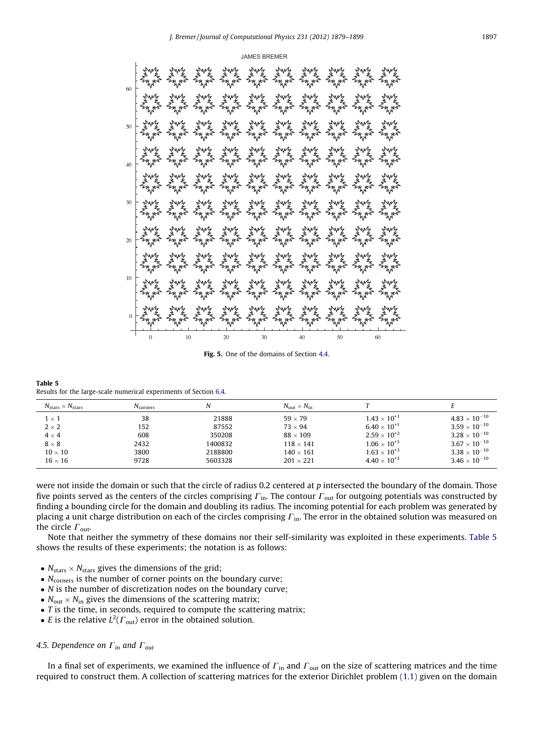**Fig. 5.** One of the domains of Section 4.4.

**Table 5**
Results for the large-scale numerical experiments of Section 6.4.

| $N_{\text{stars}} \times N_{\text{stars}}$ | $N_{\text{corners}}$ | $N$ | $N_{\text{out}} \times N_{\text{in}}$ | $T$ | $E$ |
|---|---|---|---|---|---|
| $1 \times 1$ | 38 | 21888 | $59 \times 79$ | $1.43 \times 10^{+1}$ | $4.83 \times 10^{-10}$ |
| $2 \times 2$ | 152 | 87552 | $73 \times 94$ | $6.40 \times 10^{+1}$ | $3.59 \times 10^{-10}$ |
| $4 \times 4$ | 608 | 350208 | $88 \times 109$ | $2.59 \times 10^{+2}$ | $3.28 \times 10^{-10}$ |
| $8 \times 8$ | 2432 | 1400832 | $118 \times 141$ | $1.06 \times 10^{+3}$ | $3.67 \times 10^{-10}$ |
| $10 \times 10$ | 3800 | 2188800 | $140 \times 161$ | $1.63 \times 10^{+3}$ | $3.38 \times 10^{-10}$ |
| $16 \times 16$ | 9728 | 5603328 | $201 \times 221$ | $4.40 \times 10^{+3}$ | $3.46 \times 10^{-10}$ |

were not inside the domain or such that the circle of radius 0.2 centered at $p$ intersected the boundary of the domain. Those five points served as the centers of the circles comprising $\Gamma_{\text{in}}$. The contour $\Gamma_{\text{out}}$ for outgoing potentials was constructed by finding a bounding circle for the domain and doubling its radius. The incoming potential for each problem was generated by placing a unit charge distribution on each of the circles comprising $\Gamma_{\text{in}}$. The error in the obtained solution was measured on the circle $\Gamma_{\text{out}}$.

Note that neither the symmetry of these domains nor their self-similarity was exploited in these experiments. Table 5 shows the results of these experiments; the notation is as follows:

- $N_{\text{stars}} \times N_{\text{stars}}$ gives the dimensions of the grid;
- $N_{\text{corners}}$ is the number of corner points on the boundary curve;
- $N$ is the number of discretization nodes on the boundary curve;
- $N_{\text{out}} \times N_{\text{in}}$ gives the dimensions of the scattering matrix;
- $T$ is the time, in seconds, required to compute the scattering matrix;
- $E$ is the relative $L^2(\Gamma_{\text{out}})$ error in the obtained solution.

### 4.5. Dependence on $\Gamma_{in}$ and $\Gamma_{out}$

In a final set of experiments, we examined the influence of $\Gamma_{\text{in}}$ and $\Gamma_{\text{out}}$ on the size of scattering matrices and the time required to construct them. A collection of scattering matrices for the exterior Dirichlet problem (1.1) given on the domain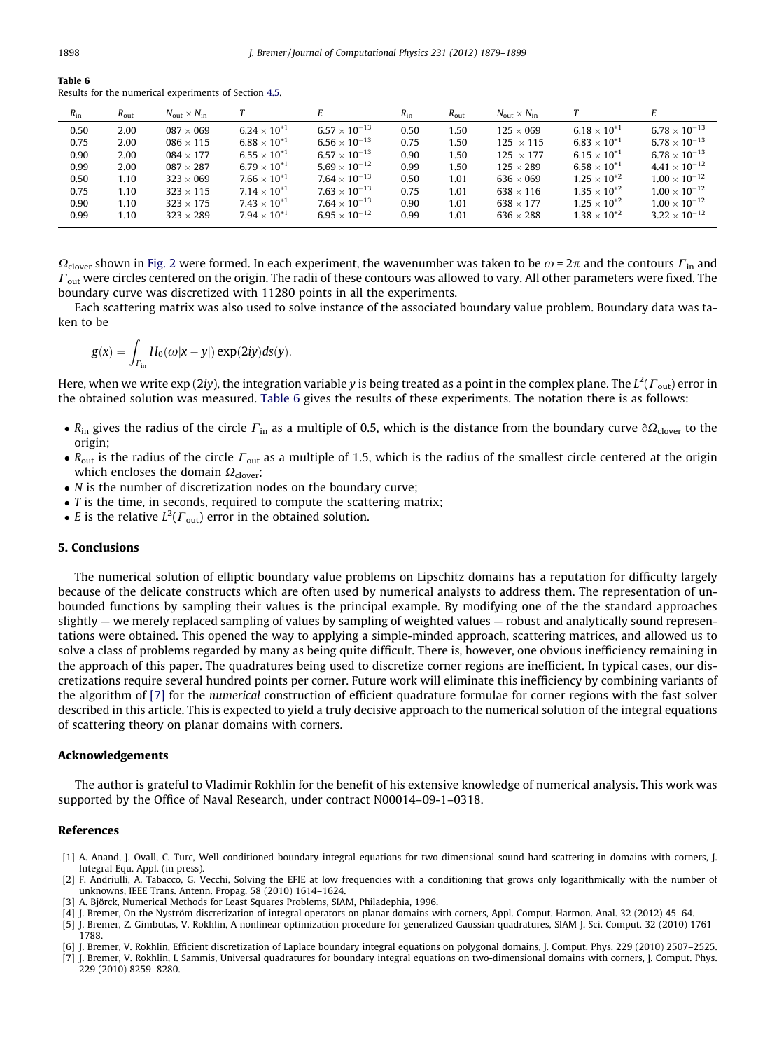**Table 6**
Results for the numerical experiments of Section 4.5.

| $R_{\text{in}}$ | $R_{\text{out}}$ | $N_{\text{out}} \times N_{\text{in}}$ | $T$ | $E$ | $R_{\text{in}}$ | $R_{\text{out}}$ | $N_{\text{out}} \times N_{\text{in}}$ | $T$ | $E$ |
|---|---|---|---|---|---|---|---|---|---|
| 0.50 | 2.00 | $087 \times 069$ | $6.24 \times 10^{+1}$ | $6.57 \times 10^{-13}$ | 0.50 | 1.50 | $125 \times 069$ | $6.18 \times 10^{+1}$ | $6.78 \times 10^{-13}$ |
| 0.75 | 2.00 | $086 \times 115$ | $6.88 \times 10^{+1}$ | $6.56 \times 10^{-13}$ | 0.75 | 1.50 | $125 \times 115$ | $6.83 \times 10^{+1}$ | $6.78 \times 10^{-13}$ |
| 0.90 | 2.00 | $084 \times 177$ | $6.55 \times 10^{+1}$ | $6.57 \times 10^{-13}$ | 0.90 | 1.50 | $125 \times 177$ | $6.15 \times 10^{+1}$ | $6.78 \times 10^{-13}$ |
| 0.99 | 2.00 | $087 \times 287$ | $6.79 \times 10^{+1}$ | $5.69 \times 10^{-12}$ | 0.99 | 1.50 | $125 \times 289$ | $6.58 \times 10^{+1}$ | $4.41 \times 10^{-12}$ |
| 0.50 | 1.10 | $323 \times 069$ | $7.66 \times 10^{+1}$ | $7.64 \times 10^{-13}$ | 0.50 | 1.01 | $636 \times 069$ | $1.25 \times 10^{+2}$ | $1.00 \times 10^{-12}$ |
| 0.75 | 1.10 | $323 \times 115$ | $7.14 \times 10^{+1}$ | $7.63 \times 10^{-13}$ | 0.75 | 1.01 | $638 \times 116$ | $1.35 \times 10^{+2}$ | $1.00 \times 10^{-12}$ |
| 0.90 | 1.10 | $323 \times 175$ | $7.43 \times 10^{+1}$ | $7.64 \times 10^{-13}$ | 0.90 | 1.01 | $638 \times 177$ | $1.25 \times 10^{+2}$ | $1.00 \times 10^{-12}$ |
| 0.99 | 1.10 | $323 \times 289$ | $7.94 \times 10^{+1}$ | $6.95 \times 10^{-12}$ | 0.99 | 1.01 | $636 \times 288$ | $1.38 \times 10^{+2}$ | $3.22 \times 10^{-12}$ |

$\Omega_{\text{clover}}$ shown in Fig. 2 were formed. In each experiment, the wavenumber was taken to be $\omega = 2\pi$ and the contours $\Gamma_{\text{in}}$ and $\Gamma_{\text{out}}$ were circles centered on the origin. The radii of these contours was allowed to vary. All other parameters were fixed. The boundary curve was discretized with 11280 points in all the experiments.

Each scattering matrix was also used to solve instance of the associated boundary value problem. Boundary data was taken to be

$$g(x) = \int_{\Gamma_{\text{in}}} H_0(\omega|x - y|)\exp(2iy)ds(y).$$

Here, when we write $\exp(2iy)$, the integration variable $y$ is being treated as a point in the complex plane. The $L^2(\Gamma_{\text{out}})$ error in the obtained solution was measured. Table 6 gives the results of these experiments. The notation there is as follows:

- $R_{\text{in}}$ gives the radius of the circle $\Gamma_{\text{in}}$ as a multiple of 0.5, which is the distance from the boundary curve $\partial\Omega_{\text{clover}}$ to the origin;
- $R_{\text{out}}$ is the radius of the circle $\Gamma_{\text{out}}$ as a multiple of 1.5, which is the radius of the smallest circle centered at the origin which encloses the domain $\Omega_{\text{clover}}$;
- $N$ is the number of discretization nodes on the boundary curve;
- $T$ is the time, in seconds, required to compute the scattering matrix;
- $E$ is the relative $L^2(\Gamma_{\text{out}})$ error in the obtained solution.

## 5. Conclusions

The numerical solution of elliptic boundary value problems on Lipschitz domains has a reputation for difficulty largely because of the delicate constructs which are often used by numerical analysts to address them. The representation of unbounded functions by sampling their values is the principal example. By modifying one of the the standard approaches slightly — we merely replaced sampling of values by sampling of weighted values — robust and analytically sound representations were obtained. This opened the way to applying a simple-minded approach, scattering matrices, and allowed us to solve a class of problems regarded by many as being quite difficult. There is, however, one obvious inefficiency remaining in the approach of this paper. The quadratures being used to discretize corner regions are inefficient. In typical cases, our discretizations require several hundred points per corner. Future work will eliminate this inefficiency by combining variants of the algorithm of [7] for the *numerical* construction of efficient quadrature formulae for corner regions with the fast solver described in this article. This is expected to yield a truly decisive approach to the numerical solution of the integral equations of scattering theory on planar domains with corners.

## Acknowledgements

The author is grateful to Vladimir Rokhlin for the benefit of his extensive knowledge of numerical analysis. This work was supported by the Office of Naval Research, under contract N00014–09-1–0318.

## References

[1] A. Anand, J. Ovall, C. Turc, Well conditioned boundary integral equations for two-dimensional sound-hard scattering in domains with corners, J. Integral Equ. Appl. (in press).

[2] F. Andriulli, A. Tabacco, G. Vecchi, Solving the EFIE at low frequencies with a conditioning that grows only logarithmically with the number of unknowns, IEEE Trans. Antenn. Propag. 58 (2010) 1614–1624.

[3] A. Björck, Numerical Methods for Least Squares Problems, SIAM, Philadephia, 1996.

[4] J. Bremer, On the Nyström discretization of integral operators on planar domains with corners, Appl. Comput. Harmon. Anal. 32 (2012) 45–64.

[5] J. Bremer, Z. Gimbutas, V. Rokhlin, A nonlinear optimization procedure for generalized Gaussian quadratures, SIAM J. Sci. Comput. 32 (2010) 1761–1788.

[6] J. Bremer, V. Rokhlin, Efficient discretization of Laplace boundary integral equations on polygonal domains, J. Comput. Phys. 229 (2010) 2507–2525.

[7] J. Bremer, V. Rokhlin, I. Sammis, Universal quadratures for boundary integral equations on two-dimensional domains with corners, J. Comput. Phys. 229 (2010) 8259–8280.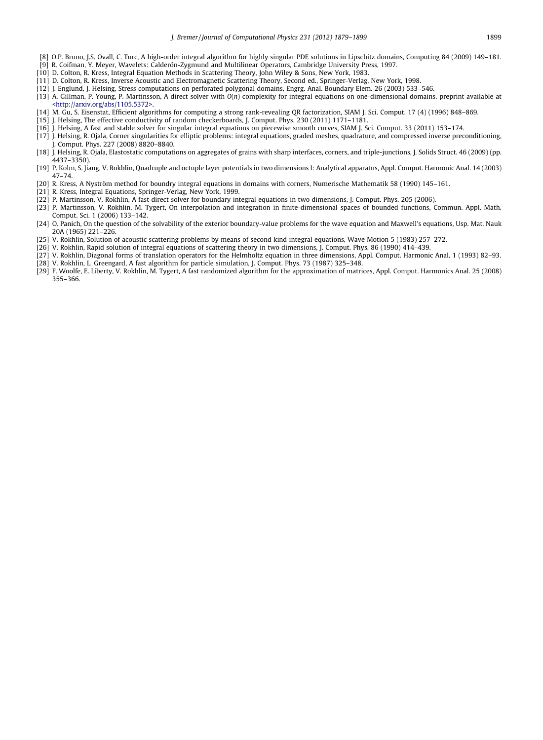[8] O.P. Bruno, J.S. Ovall, C. Turc, A high-order integral algorithm for highly singular PDE solutions in Lipschitz domains, Computing 84 (2009) 149–181.
[9] R. Coifman, Y. Meyer, Wavelets: Calderón-Zygmund and Multilinear Operators, Cambridge University Press, 1997.
[10] D. Colton, R. Kress, Integral Equation Methods in Scattering Theory, John Wiley & Sons, New York, 1983.
[11] D. Colton, R. Kress, Inverse Acoustic and Electromagnetic Scattering Theory, Second ed., Springer-Verlag, New York, 1998.
[12] J. Englund, J. Helsing, Stress computations on perforated polygonal domains, Engrg. Anal. Boundary Elem. 26 (2003) 533–546.
[13] A. Gillman, P. Young, P. Martinsson, A direct solver with $O(n)$ complexity for integral equations on one-dimensional domains. preprint available at <http://arxiv.org/abs/1105.5372>.
[14] M. Gu, S. Eisenstat, Efficient algorithms for computing a strong rank-revealing QR factorization, SIAM J. Sci. Comput. 17 (4) (1996) 848–869.
[15] J. Helsing, The effective conductivity of random checkerboards, J. Comput. Phys. 230 (2011) 1171–1181.
[16] J. Helsing, A fast and stable solver for singular integral equations on piecewise smooth curves, SIAM J. Sci. Comput. 33 (2011) 153–174.
[17] J. Helsing, R. Ojala, Corner singularities for elliptic problems: integral equations, graded meshes, quadrature, and compressed inverse preconditioning, J. Comput. Phys. 227 (2008) 8820–8840.
[18] J. Helsing, R. Ojala, Elastostatic computations on aggregates of grains with sharp interfaces, corners, and triple-junctions, J. Solids Struct. 46 (2009) (pp. 4437–3350).
[19] P. Kolm, S. Jiang, V. Rokhlin, Quadruple and octuple layer potentials in two dimensions I: Analytical apparatus, Appl. Comput. Harmonic Anal. 14 (2003) 47–74.
[20] R. Kress, A Nyström method for boundry integral equations in domains with corners, Numerische Mathematik 58 (1990) 145–161.
[21] R. Kress, Integral Equations, Springer-Verlag, New York, 1999.
[22] P. Martinsson, V. Rokhlin, A fast direct solver for boundary integral equations in two dimensions, J. Comput. Phys. 205 (2006).
[23] P. Martinsson, V. Rokhlin, M. Tygert, On interpolation and integration in finite-dimensional spaces of bounded functions, Commun. Appl. Math. Comput. Sci. 1 (2006) 133–142.
[24] O. Panich, On the question of the solvability of the exterior boundary-value problems for the wave equation and Maxwell's equations, Usp. Mat. Nauk 20A (1965) 221–226.
[25] V. Rokhlin, Solution of acoustic scattering problems by means of second kind integral equations, Wave Motion 5 (1983) 257–272.
[26] V. Rokhlin, Rapid solution of integral equations of scattering theory in two dimensions, J. Comput. Phys. 86 (1990) 414–439.
[27] V. Rokhlin, Diagonal forms of translation operators for the Helmholtz equation in three dimensions, Appl. Comput. Harmonic Anal. 1 (1993) 82–93.
[28] V. Rokhlin, L. Greengard, A fast algorithm for particle simulation, J. Comput. Phys. 73 (1987) 325–348.
[29] F. Woolfe, E. Liberty, V. Rokhlin, M. Tygert, A fast randomized algorithm for the approximation of matrices, Appl. Comput. Harmonics Anal. 25 (2008) 355–366.